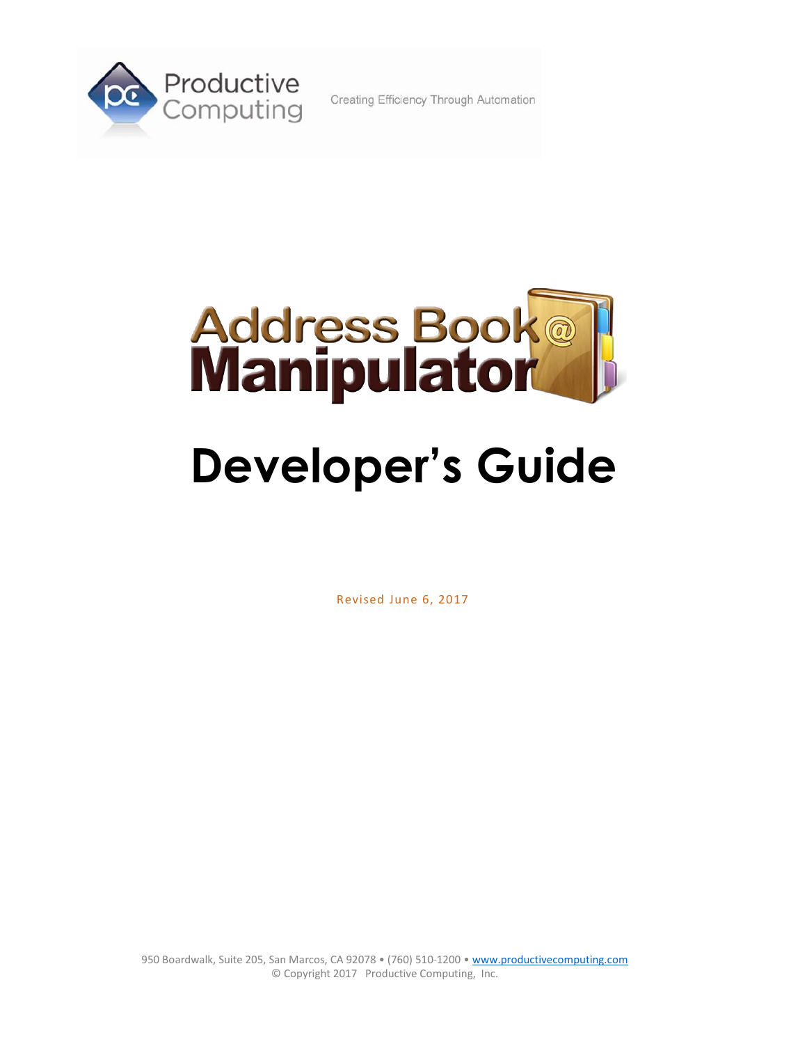Productive Computing

Creating Efficiency Through Automation

# Address Book Manipulator

# Developer's Guide

Revised June 6, 2017

950 Boardwalk, Suite 205, San Marcos, CA 92078 • (760) 510-1200 • www.productivecomputing.com
© Copyright 2017 Productive Computing, Inc.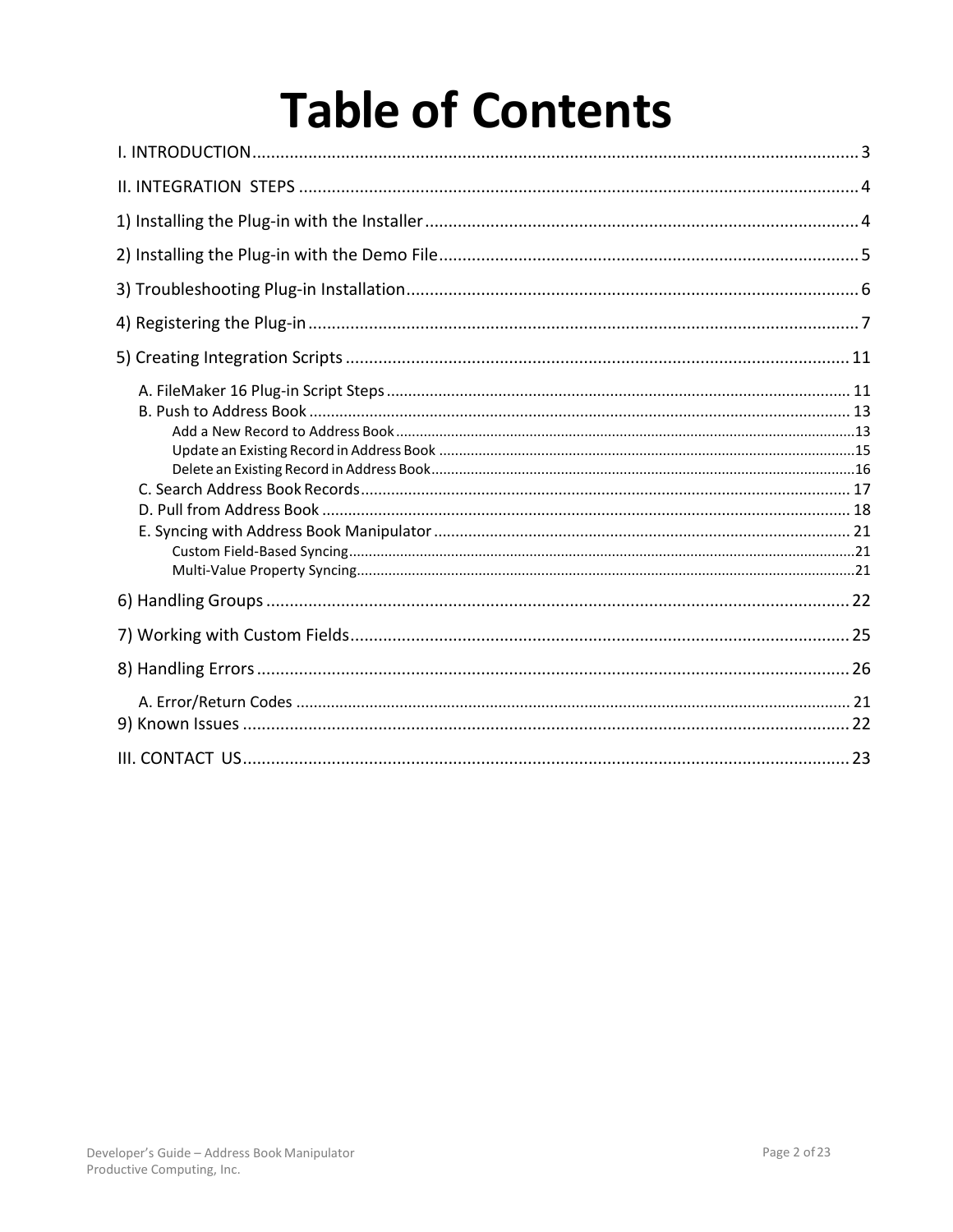# Table of Contents

I. INTRODUCTION .......... 3

II. INTEGRATION STEPS .......... 4

1) Installing the Plug-in with the Installer .......... 4

2) Installing the Plug-in with the Demo File .......... 5

3) Troubleshooting Plug-in Installation .......... 6

4) Registering the Plug-in .......... 7

5) Creating Integration Scripts .......... 11

- A. FileMaker 16 Plug-in Script Steps .......... 11
- B. Push to Address Book .......... 13
  - Add a New Record to Address Book .......... 13
  - Update an Existing Record in Address Book .......... 15
  - Delete an Existing Record in Address Book .......... 16
- C. Search Address Book Records .......... 17
- D. Pull from Address Book .......... 18
- E. Syncing with Address Book Manipulator .......... 21
  - Custom Field-Based Syncing .......... 21
  - Multi-Value Property Syncing .......... 21

6) Handling Groups .......... 22

7) Working with Custom Fields .......... 25

8) Handling Errors .......... 26

- A. Error/Return Codes .......... 21

9) Known Issues .......... 22

III. CONTACT US .......... 23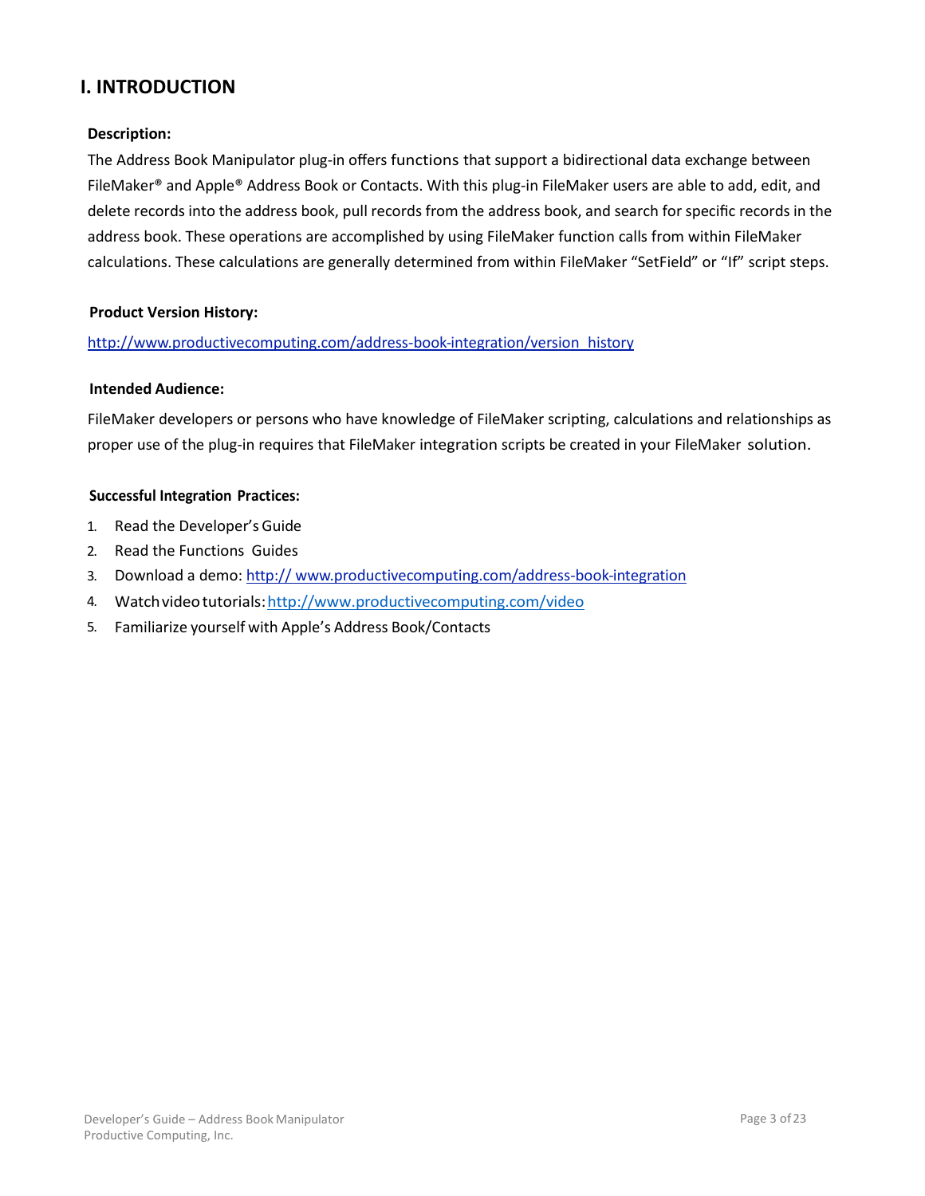## I. INTRODUCTION

**Description:**

The Address Book Manipulator plug-in offers functions that support a bidirectional data exchange between FileMaker® and Apple® Address Book or Contacts. With this plug-in FileMaker users are able to add, edit, and delete records into the address book, pull records from the address book, and search for specific records in the address book. These operations are accomplished by using FileMaker function calls from within FileMaker calculations. These calculations are generally determined from within FileMaker "SetField" or "If" script steps.

**Product Version History:**

http://www.productivecomputing.com/address-book-integration/version_history

**Intended Audience:**

FileMaker developers or persons who have knowledge of FileMaker scripting, calculations and relationships as proper use of the plug-in requires that FileMaker integration scripts be created in your FileMaker solution.

**Successful Integration Practices:**

1. Read the Developer's Guide
2. Read the Functions Guides
3. Download a demo: http:// www.productivecomputing.com/address-book-integration
4. Watch video tutorials: http://www.productivecomputing.com/video
5. Familiarize yourself with Apple's Address Book/Contacts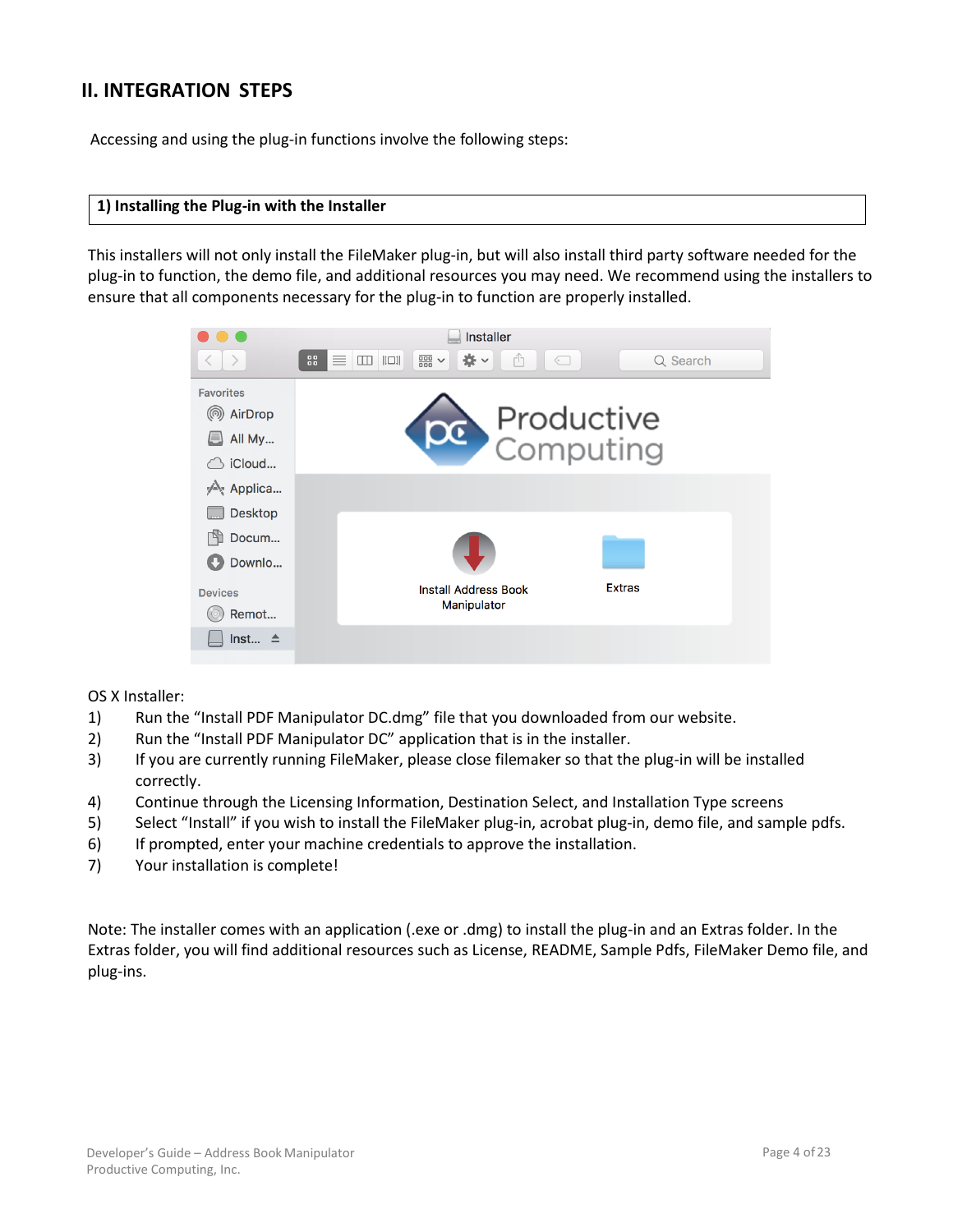## II. INTEGRATION STEPS

Accessing and using the plug-in functions involve the following steps:

### 1) Installing the Plug-in with the Installer

This installers will not only install the FileMaker plug-in, but will also install third party software needed for the plug-in to function, the demo file, and additional resources you may need. We recommend using the installers to ensure that all components necessary for the plug-in to function are properly installed.

OS X Installer:

1) Run the "Install PDF Manipulator DC.dmg" file that you downloaded from our website.
2) Run the "Install PDF Manipulator DC" application that is in the installer.
3) If you are currently running FileMaker, please close filemaker so that the plug-in will be installed correctly.
4) Continue through the Licensing Information, Destination Select, and Installation Type screens
5) Select "Install" if you wish to install the FileMaker plug-in, acrobat plug-in, demo file, and sample pdfs.
6) If prompted, enter your machine credentials to approve the installation.
7) Your installation is complete!

Note: The installer comes with an application (.exe or .dmg) to install the plug-in and an Extras folder. In the Extras folder, you will find additional resources such as License, README, Sample Pdfs, FileMaker Demo file, and plug-ins.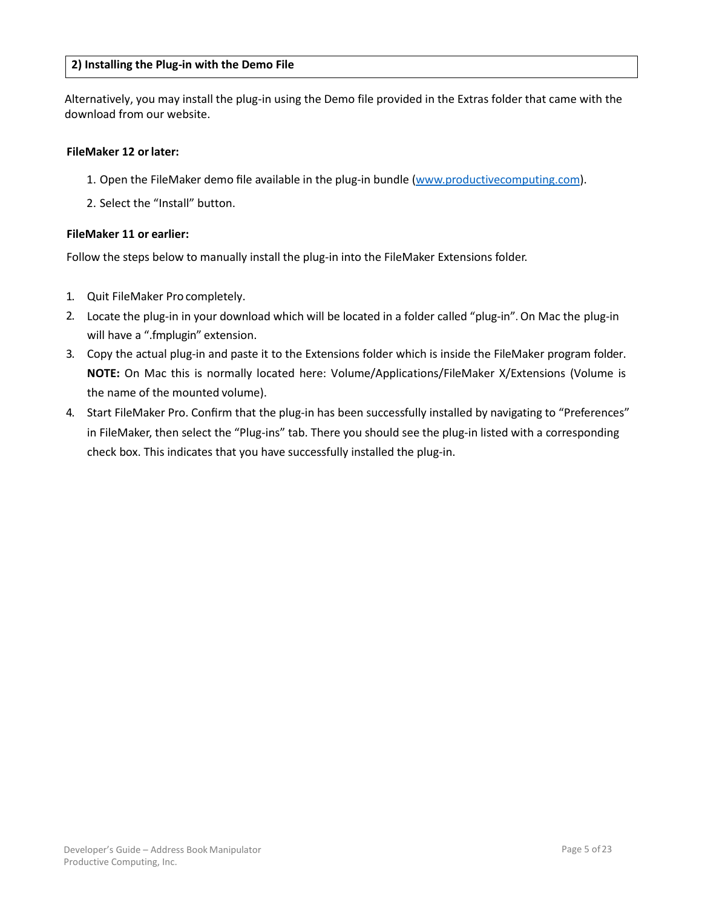## 2) Installing the Plug-in with the Demo File

Alternatively, you may install the plug-in using the Demo file provided in the Extras folder that came with the download from our website.

**FileMaker 12 or later:**

1. Open the FileMaker demo file available in the plug-in bundle (www.productivecomputing.com).
2. Select the "Install" button.

**FileMaker 11 or earlier:**

Follow the steps below to manually install the plug-in into the FileMaker Extensions folder.

1. Quit FileMaker Pro completely.
2. Locate the plug-in in your download which will be located in a folder called "plug-in". On Mac the plug-in will have a ".fmplugin" extension.
3. Copy the actual plug-in and paste it to the Extensions folder which is inside the FileMaker program folder. **NOTE:** On Mac this is normally located here: Volume/Applications/FileMaker X/Extensions (Volume is the name of the mounted volume).
4. Start FileMaker Pro. Confirm that the plug-in has been successfully installed by navigating to "Preferences" in FileMaker, then select the "Plug-ins" tab. There you should see the plug-in listed with a corresponding check box. This indicates that you have successfully installed the plug-in.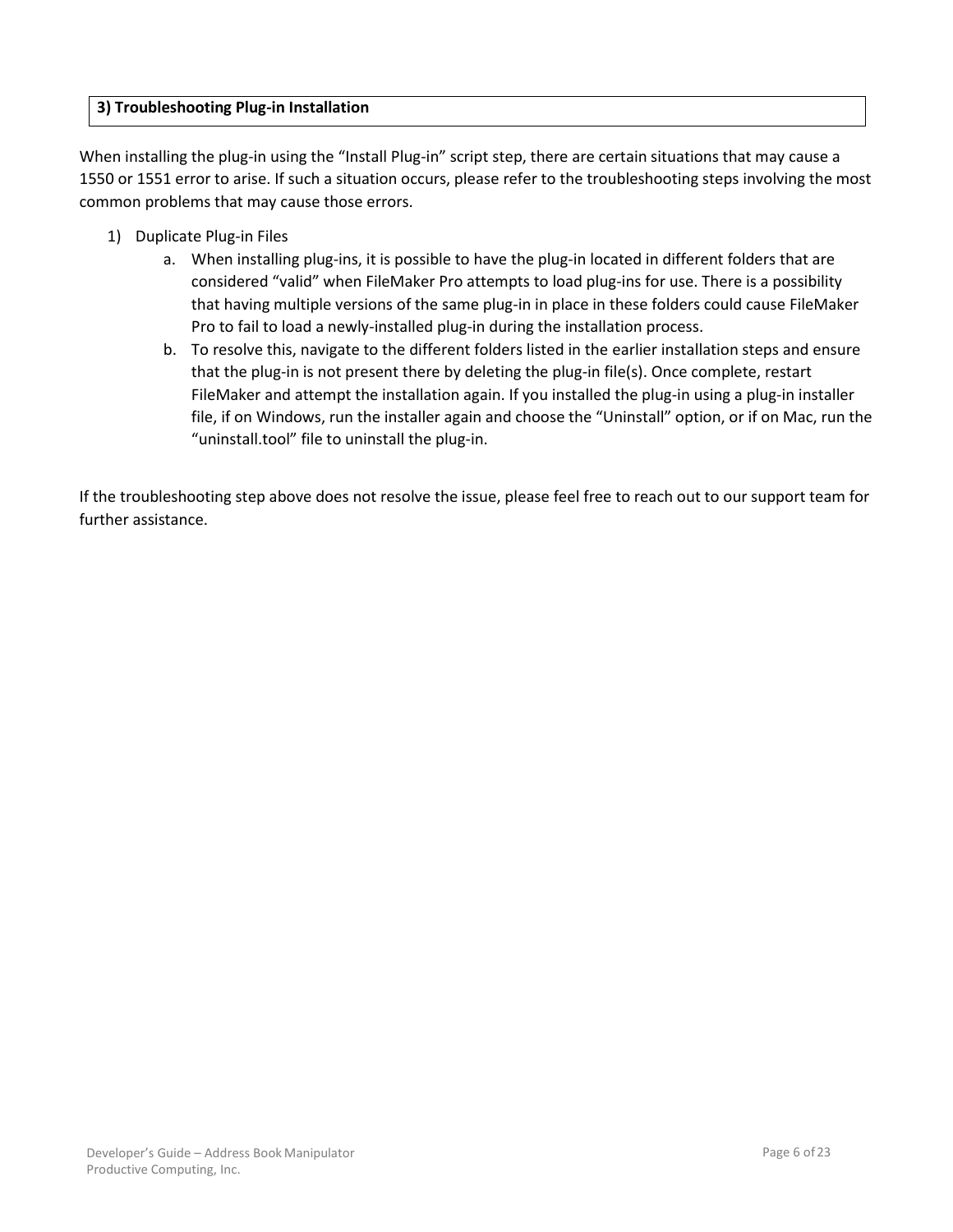## 3) Troubleshooting Plug-in Installation

When installing the plug-in using the "Install Plug-in" script step, there are certain situations that may cause a 1550 or 1551 error to arise. If such a situation occurs, please refer to the troubleshooting steps involving the most common problems that may cause those errors.

1) Duplicate Plug-in Files
   a. When installing plug-ins, it is possible to have the plug-in located in different folders that are considered "valid" when FileMaker Pro attempts to load plug-ins for use. There is a possibility that having multiple versions of the same plug-in in place in these folders could cause FileMaker Pro to fail to load a newly-installed plug-in during the installation process.
   b. To resolve this, navigate to the different folders listed in the earlier installation steps and ensure that the plug-in is not present there by deleting the plug-in file(s). Once complete, restart FileMaker and attempt the installation again. If you installed the plug-in using a plug-in installer file, if on Windows, run the installer again and choose the "Uninstall" option, or if on Mac, run the "uninstall.tool" file to uninstall the plug-in.

If the troubleshooting step above does not resolve the issue, please feel free to reach out to our support team for further assistance.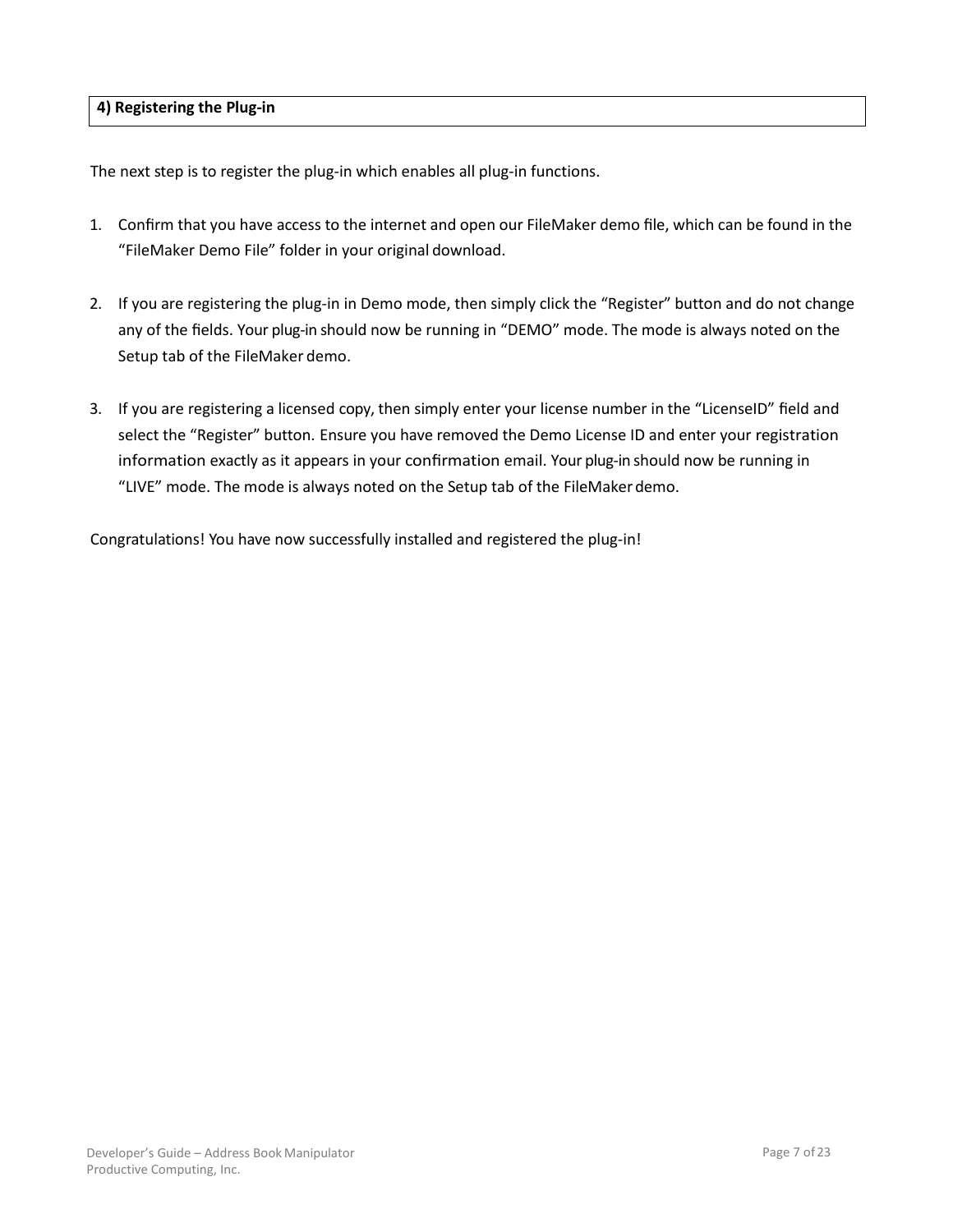## 4) Registering the Plug-in

The next step is to register the plug-in which enables all plug-in functions.

1. Confirm that you have access to the internet and open our FileMaker demo file, which can be found in the "FileMaker Demo File" folder in your original download.

2. If you are registering the plug-in in Demo mode, then simply click the "Register" button and do not change any of the fields. Your plug-in should now be running in "DEMO" mode. The mode is always noted on the Setup tab of the FileMaker demo.

3. If you are registering a licensed copy, then simply enter your license number in the "LicenseID" field and select the "Register" button. Ensure you have removed the Demo License ID and enter your registration information exactly as it appears in your confirmation email. Your plug-in should now be running in "LIVE" mode. The mode is always noted on the Setup tab of the FileMaker demo.

Congratulations! You have now successfully installed and registered the plug-in!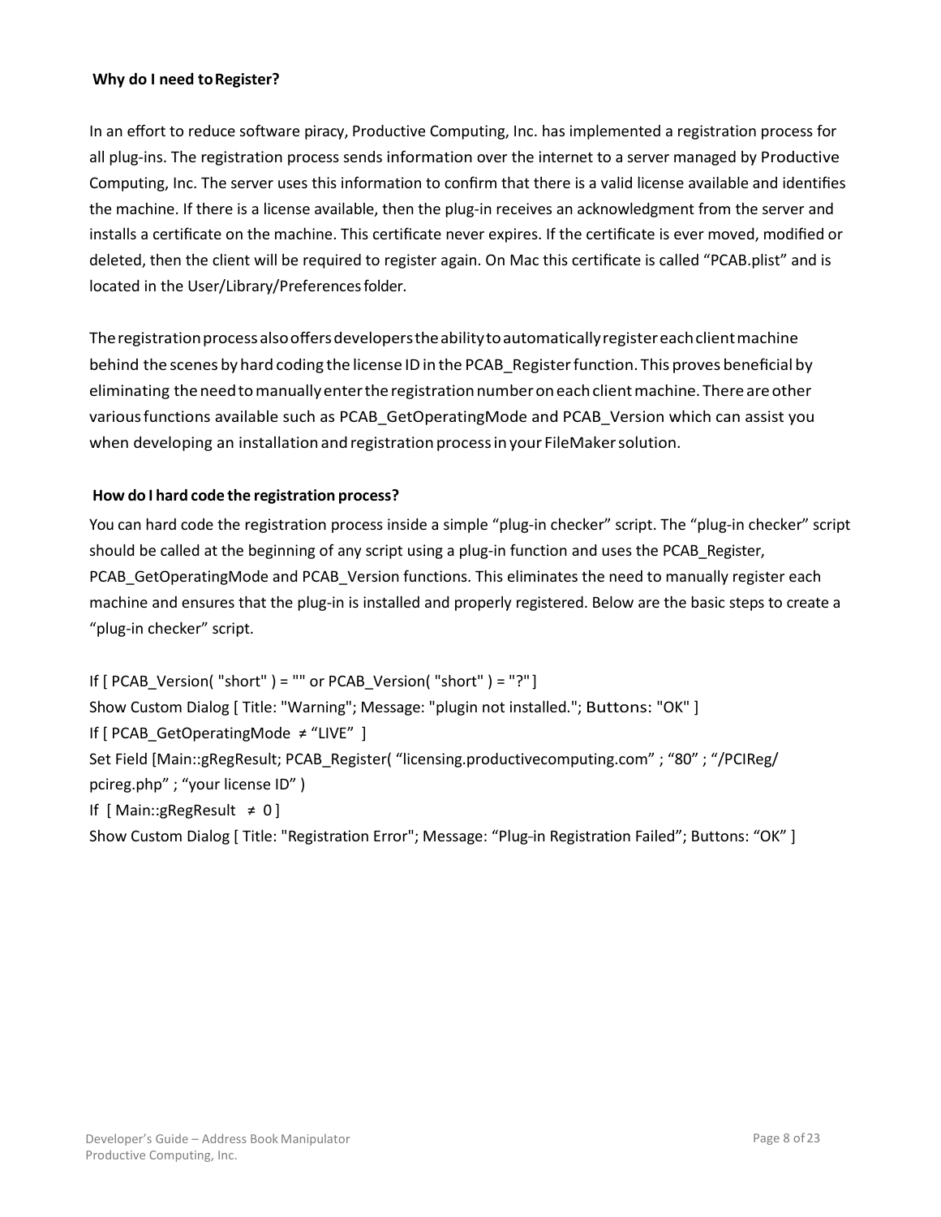**Why do I need to Register?**

In an effort to reduce software piracy, Productive Computing, Inc. has implemented a registration process for all plug-ins. The registration process sends information over the internet to a server managed by Productive Computing, Inc. The server uses this information to confirm that there is a valid license available and identifies the machine. If there is a license available, then the plug-in receives an acknowledgment from the server and installs a certificate on the machine. This certificate never expires. If the certificate is ever moved, modified or deleted, then the client will be required to register again. On Mac this certificate is called "PCAB.plist" and is located in the User/Library/Preferences folder.

The registration process also offers developers the ability to automatically register each client machine behind the scenes by hard coding the license ID in the PCAB_Register function. This proves beneficial by eliminating the need to manually enter the registration number on each client machine. There are other various functions available such as PCAB_GetOperatingMode and PCAB_Version which can assist you when developing an installation and registration process in your FileMaker solution.

**How do I hard code the registration process?**

You can hard code the registration process inside a simple "plug-in checker" script. The "plug-in checker" script should be called at the beginning of any script using a plug-in function and uses the PCAB_Register, PCAB_GetOperatingMode and PCAB_Version functions. This eliminates the need to manually register each machine and ensures that the plug-in is installed and properly registered. Below are the basic steps to create a "plug-in checker" script.

```
If [ PCAB_Version( "short" ) = "" or PCAB_Version( "short" ) = "?" ]
Show Custom Dialog [ Title: "Warning"; Message: "plugin not installed."; Buttons: "OK" ]
If [ PCAB_GetOperatingMode ≠ "LIVE" ]
Set Field [Main::gRegResult; PCAB_Register( "licensing.productivecomputing.com" ; "80" ; "/PCIReg/
pcireg.php" ; "your license ID" )
If [ Main::gRegResult ≠ 0 ]
Show Custom Dialog [ Title: "Registration Error"; Message: "Plug-in Registration Failed"; Buttons: "OK" ]
```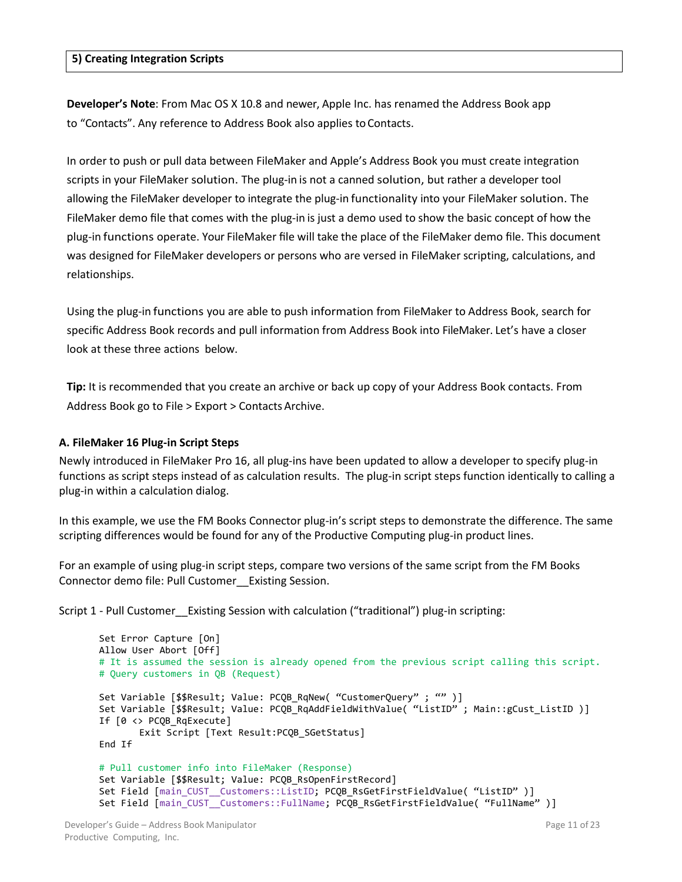## 5) Creating Integration Scripts

**Developer's Note**: From Mac OS X 10.8 and newer, Apple Inc. has renamed the Address Book app to "Contacts". Any reference to Address Book also applies to Contacts.

In order to push or pull data between FileMaker and Apple's Address Book you must create integration scripts in your FileMaker solution. The plug-in is not a canned solution, but rather a developer tool allowing the FileMaker developer to integrate the plug-in functionality into your FileMaker solution. The FileMaker demo file that comes with the plug-in is just a demo used to show the basic concept of how the plug-in functions operate. Your FileMaker file will take the place of the FileMaker demo file. This document was designed for FileMaker developers or persons who are versed in FileMaker scripting, calculations, and relationships.

Using the plug-in functions you are able to push information from FileMaker to Address Book, search for specific Address Book records and pull information from Address Book into FileMaker. Let's have a closer look at these three actions below.

**Tip:** It is recommended that you create an archive or back up copy of your Address Book contacts. From Address Book go to File > Export > Contacts Archive.

### A. FileMaker 16 Plug-in Script Steps

Newly introduced in FileMaker Pro 16, all plug-ins have been updated to allow a developer to specify plug-in functions as script steps instead of as calculation results. The plug-in script steps function identically to calling a plug-in within a calculation dialog.

In this example, we use the FM Books Connector plug-in's script steps to demonstrate the difference. The same scripting differences would be found for any of the Productive Computing plug-in product lines.

For an example of using plug-in script steps, compare two versions of the same script from the FM Books Connector demo file: Pull Customer__Existing Session.

Script 1 - Pull Customer__Existing Session with calculation ("traditional") plug-in scripting:

```
Set Error Capture [On]
Allow User Abort [Off]
# It is assumed the session is already opened from the previous script calling this script.
# Query customers in QB (Request)

Set Variable [$$Result; Value: PCQB_RqNew( “CustomerQuery” ; “” )]
Set Variable [$$Result; Value: PCQB_RqAddFieldWithValue( “ListID” ; Main::gCust_ListID )]
If [0 <> PCQB_RqExecute]
      Exit Script [Text Result:PCQB_SGetStatus]
End If

# Pull customer info into FileMaker (Response)
Set Variable [$$Result; Value: PCQB_RsOpenFirstRecord]
Set Field [main_CUST__Customers::ListID; PCQB_RsGetFirstFieldValue( “ListID” )]
Set Field [main_CUST__Customers::FullName; PCQB_RsGetFirstFieldValue( “FullName” )]
```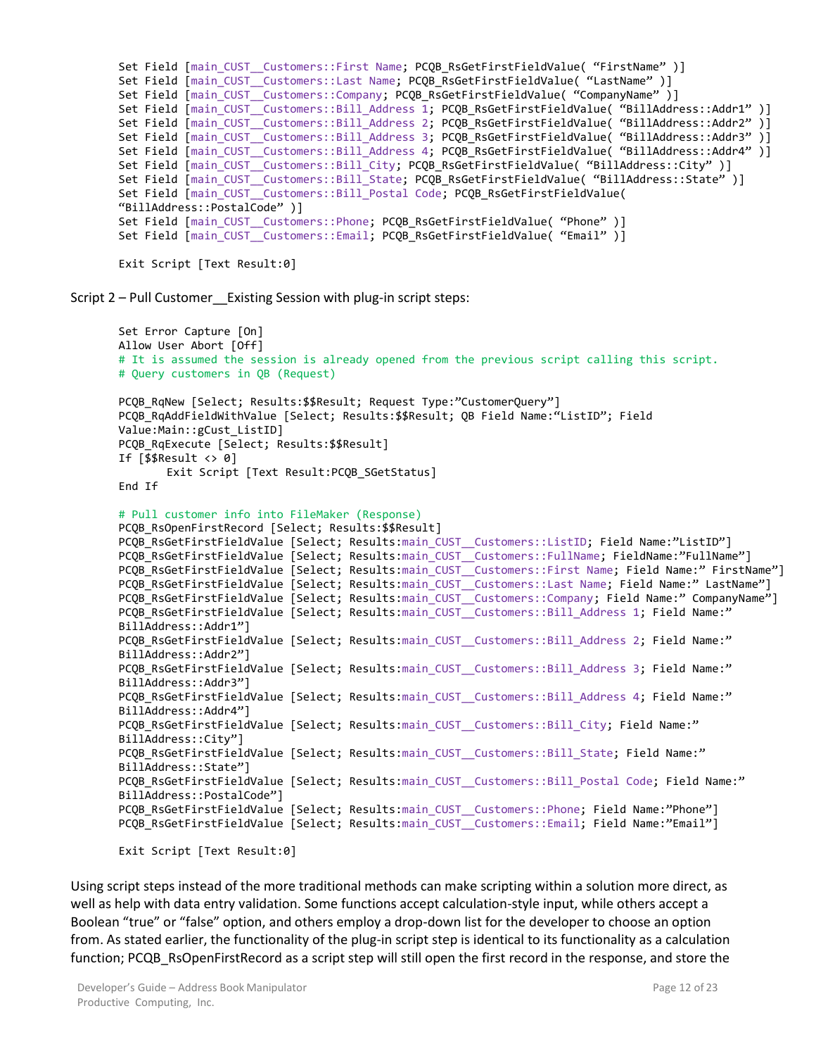```
Set Field [main_CUST__Customers::First Name; PCQB_RsGetFirstFieldValue( “FirstName” )]
Set Field [main_CUST__Customers::Last Name; PCQB_RsGetFirstFieldValue( “LastName” )]
Set Field [main_CUST__Customers::Company; PCQB_RsGetFirstFieldValue( “CompanyName” )]
Set Field [main_CUST__Customers::Bill_Address 1; PCQB_RsGetFirstFieldValue( “BillAddress::Addr1” )]
Set Field [main_CUST__Customers::Bill_Address 2; PCQB_RsGetFirstFieldValue( “BillAddress::Addr2” )]
Set Field [main_CUST__Customers::Bill_Address 3; PCQB_RsGetFirstFieldValue( “BillAddress::Addr3” )]
Set Field [main_CUST__Customers::Bill_Address 4; PCQB_RsGetFirstFieldValue( “BillAddress::Addr4” )]
Set Field [main_CUST__Customers::Bill_City; PCQB_RsGetFirstFieldValue( “BillAddress::City” )]
Set Field [main_CUST__Customers::Bill_State; PCQB_RsGetFirstFieldValue( “BillAddress::State” )]
Set Field [main_CUST__Customers::Bill_Postal Code; PCQB_RsGetFirstFieldValue(
“BillAddress::PostalCode” )]
Set Field [main_CUST__Customers::Phone; PCQB_RsGetFirstFieldValue( “Phone” )]
Set Field [main_CUST__Customers::Email; PCQB_RsGetFirstFieldValue( “Email” )]

Exit Script [Text Result:0]
```

Script 2 – Pull Customer__Existing Session with plug-in script steps:

```
Set Error Capture [On]
Allow User Abort [Off]
# It is assumed the session is already opened from the previous script calling this script.
# Query customers in QB (Request)

PCQB_RqNew [Select; Results:$$Result; Request Type:”CustomerQuery”]
PCQB_RqAddFieldWithValue [Select; Results:$$Result; QB Field Name:“ListID”; Field
Value:Main::gCust_ListID]
PCQB_RqExecute [Select; Results:$$Result]
If [$$Result <> 0]
      Exit Script [Text Result:PCQB_SGetStatus]
End If

# Pull customer info into FileMaker (Response)
PCQB_RsOpenFirstRecord [Select; Results:$$Result]
PCQB_RsGetFirstFieldValue [Select; Results:main_CUST__Customers::ListID; Field Name:”ListID”]
PCQB_RsGetFirstFieldValue [Select; Results:main_CUST__Customers::FullName; FieldName:”FullName”]
PCQB_RsGetFirstFieldValue [Select; Results:main_CUST__Customers::First Name; Field Name:” FirstName”]
PCQB_RsGetFirstFieldValue [Select; Results:main_CUST__Customers::Last Name; Field Name:” LastName”]
PCQB_RsGetFirstFieldValue [Select; Results:main_CUST__Customers::Company; Field Name:” CompanyName”]
PCQB_RsGetFirstFieldValue [Select; Results:main_CUST__Customers::Bill_Address 1; Field Name:”
BillAddress::Addr1”]
PCQB_RsGetFirstFieldValue [Select; Results:main_CUST__Customers::Bill_Address 2; Field Name:”
BillAddress::Addr2”]
PCQB_RsGetFirstFieldValue [Select; Results:main_CUST__Customers::Bill_Address 3; Field Name:”
BillAddress::Addr3”]
PCQB_RsGetFirstFieldValue [Select; Results:main_CUST__Customers::Bill_Address 4; Field Name:”
BillAddress::Addr4”]
PCQB_RsGetFirstFieldValue [Select; Results:main_CUST__Customers::Bill_City; Field Name:”
BillAddress::City”]
PCQB_RsGetFirstFieldValue [Select; Results:main_CUST__Customers::Bill_State; Field Name:”
BillAddress::State”]
PCQB_RsGetFirstFieldValue [Select; Results:main_CUST__Customers::Bill_Postal Code; Field Name:”
BillAddress::PostalCode”]
PCQB_RsGetFirstFieldValue [Select; Results:main_CUST__Customers::Phone; Field Name:”Phone”]
PCQB_RsGetFirstFieldValue [Select; Results:main_CUST__Customers::Email; Field Name:”Email”]

Exit Script [Text Result:0]
```

Using script steps instead of the more traditional methods can make scripting within a solution more direct, as well as help with data entry validation. Some functions accept calculation-style input, while others accept a Boolean “true” or “false” option, and others employ a drop-down list for the developer to choose an option from. As stated earlier, the functionality of the plug-in script step is identical to its functionality as a calculation function; PCQB_RsOpenFirstRecord as a script step will still open the first record in the response, and store the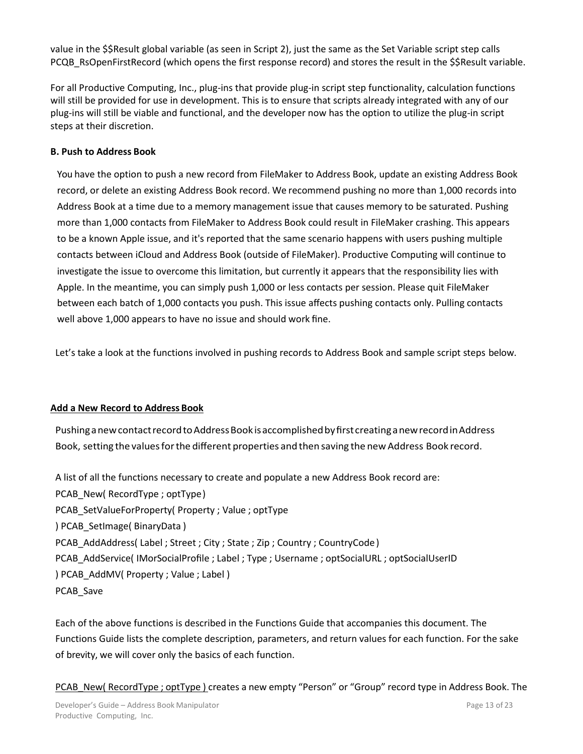value in the $$Result global variable (as seen in Script 2), just the same as the Set Variable script step calls PCQB_RsOpenFirstRecord (which opens the first response record) and stores the result in the $$Result variable.

For all Productive Computing, Inc., plug-ins that provide plug-in script step functionality, calculation functions will still be provided for use in development. This is to ensure that scripts already integrated with any of our plug-ins will still be viable and functional, and the developer now has the option to utilize the plug-in script steps at their discretion.

**B. Push to Address Book**

You have the option to push a new record from FileMaker to Address Book, update an existing Address Book record, or delete an existing Address Book record. We recommend pushing no more than 1,000 records into Address Book at a time due to a memory management issue that causes memory to be saturated. Pushing more than 1,000 contacts from FileMaker to Address Book could result in FileMaker crashing. This appears to be a known Apple issue, and it's reported that the same scenario happens with users pushing multiple contacts between iCloud and Address Book (outside of FileMaker). Productive Computing will continue to investigate the issue to overcome this limitation, but currently it appears that the responsibility lies with Apple. In the meantime, you can simply push 1,000 or less contacts per session. Please quit FileMaker between each batch of 1,000 contacts you push. This issue affects pushing contacts only. Pulling contacts well above 1,000 appears to have no issue and should work fine.

Let's take a look at the functions involved in pushing records to Address Book and sample script steps below.

**Add a New Record to Address Book**

Pushing a new contact record to Address Book is accomplished by first creating a new record in Address Book, setting the values for the different properties and then saving the new Address Book record.

A list of all the functions necessary to create and populate a new Address Book record are:

PCAB_New( RecordType ; optType )
PCAB_SetValueForProperty( Property ; Value ; optType )
PCAB_SetImage( BinaryData )
PCAB_AddAddress( Label ; Street ; City ; State ; Zip ; Country ; CountryCode )
PCAB_AddService( IMorSocialProfile ; Label ; Type ; Username ; optSocialURL ; optSocialUserID )
PCAB_AddMV( Property ; Value ; Label )
PCAB_Save

Each of the above functions is described in the Functions Guide that accompanies this document. The Functions Guide lists the complete description, parameters, and return values for each function. For the sake of brevity, we will cover only the basics of each function.

PCAB_New( RecordType ; optType ) creates a new empty "Person" or "Group" record type in Address Book. The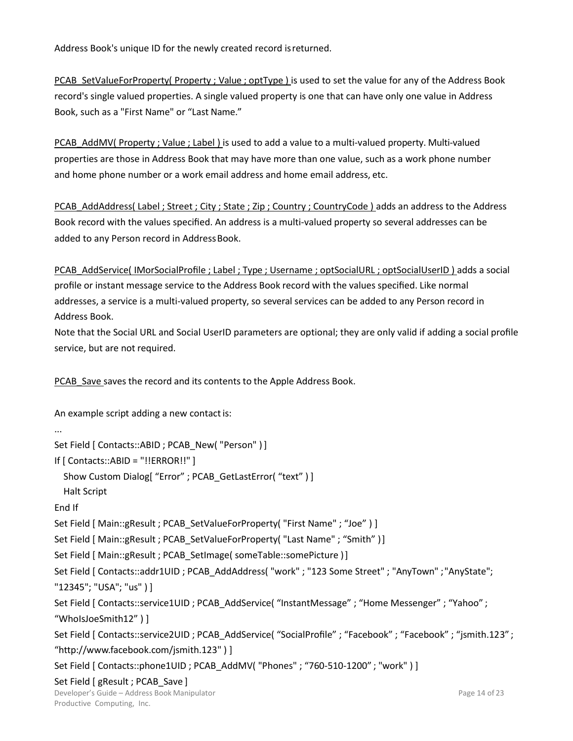Address Book's unique ID for the newly created record is returned.

PCAB_SetValueForProperty( Property ; Value ; optType ) is used to set the value for any of the Address Book record's single valued properties. A single valued property is one that can have only one value in Address Book, such as a "First Name" or "Last Name."

PCAB_AddMV( Property ; Value ; Label ) is used to add a value to a multi-valued property. Multi-valued properties are those in Address Book that may have more than one value, such as a work phone number and home phone number or a work email address and home email address, etc.

PCAB_AddAddress( Label ; Street ; City ; State ; Zip ; Country ; CountryCode ) adds an address to the Address Book record with the values specified. An address is a multi-valued property so several addresses can be added to any Person record in Address Book.

PCAB_AddService( IMorSocialProfile ; Label ; Type ; Username ; optSocialURL ; optSocialUserID ) adds a social profile or instant message service to the Address Book record with the values specified. Like normal addresses, a service is a multi-valued property, so several services can be added to any Person record in Address Book.
Note that the Social URL and Social UserID parameters are optional; they are only valid if adding a social profile service, but are not required.

PCAB_Save saves the record and its contents to the Apple Address Book.

An example script adding a new contact is:

```
...
Set Field [ Contacts::ABID ; PCAB_New( "Person" ) ]
If [ Contacts::ABID = "!!ERROR!!" ]
   Show Custom Dialog[ "Error" ; PCAB_GetLastError( "text" ) ]
   Halt Script
End If
Set Field [ Main::gResult ; PCAB_SetValueForProperty( "First Name" ; "Joe" ) ]
Set Field [ Main::gResult ; PCAB_SetValueForProperty( "Last Name" ; "Smith" )]
Set Field [ Main::gResult ; PCAB_SetImage( someTable::somePicture )]
Set Field [ Contacts::addr1UID ; PCAB_AddAddress( "work" ; "123 Some Street" ; "AnyTown" ;"AnyState"; "12345"; "USA"; "us" ) ]
Set Field [ Contacts::service1UID ; PCAB_AddService( "InstantMessage" ; "Home Messenger" ; "Yahoo" ; "WhoIsJoeSmith12" ) ]
Set Field [ Contacts::service2UID ; PCAB_AddService( "SocialProfile" ; "Facebook" ; "Facebook" ; "jsmith.123" ; "http://www.facebook.com/jsmith.123" ) ]
Set Field [ Contacts::phone1UID ; PCAB_AddMV( "Phones" ; "760-510-1200" ; "work" ) ]
Set Field [ gResult ; PCAB_Save ]
```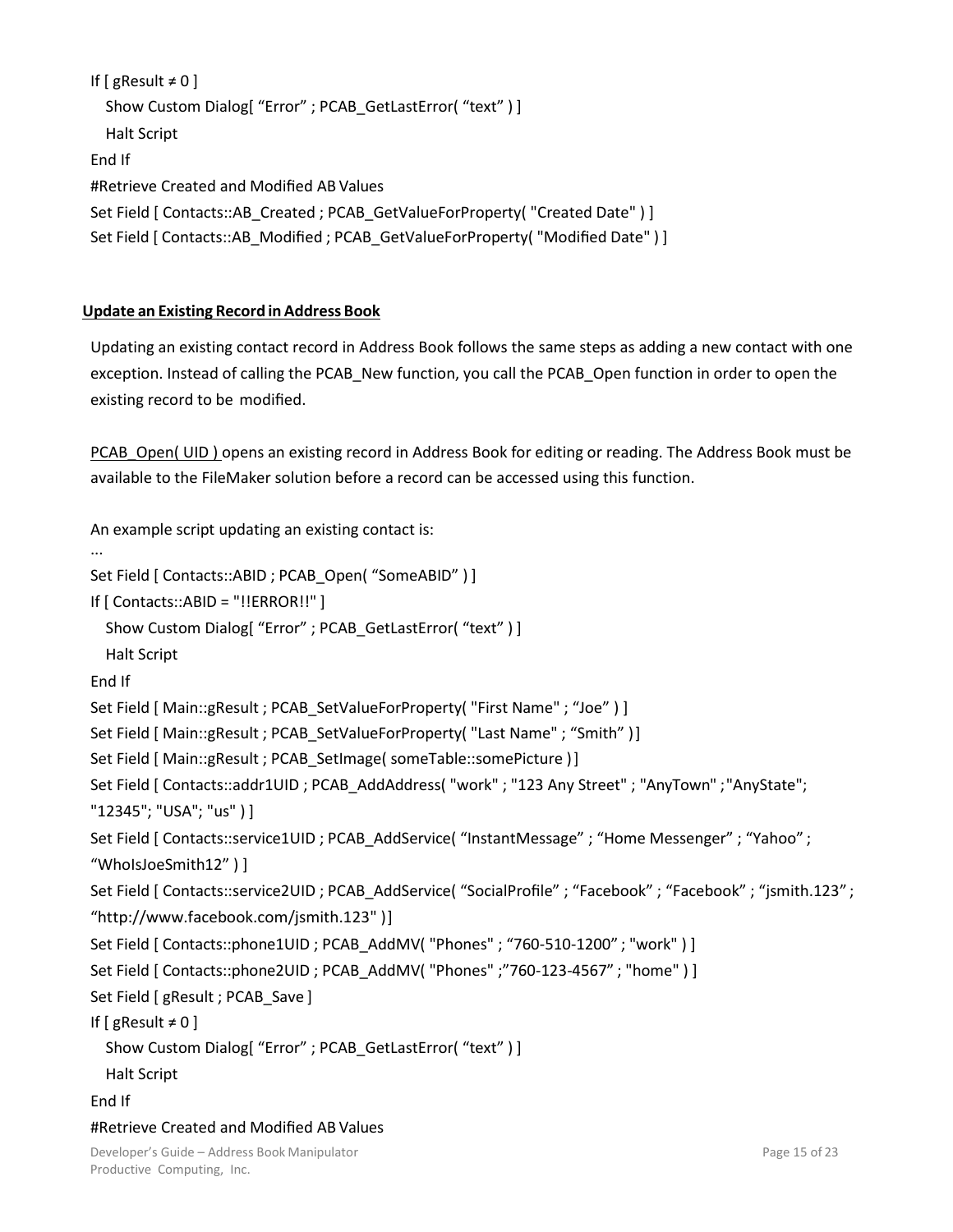```
If [ gResult ≠ 0 ]
   Show Custom Dialog[ "Error" ; PCAB_GetLastError( "text" ) ]
   Halt Script
End If
#Retrieve Created and Modified AB Values
Set Field [ Contacts::AB_Created ; PCAB_GetValueForProperty( "Created Date" ) ]
Set Field [ Contacts::AB_Modified ; PCAB_GetValueForProperty( "Modified Date" ) ]
```

**Update an Existing Record in Address Book**

Updating an existing contact record in Address Book follows the same steps as adding a new contact with one exception. Instead of calling the PCAB_New function, you call the PCAB_Open function in order to open the existing record to be modified.

PCAB_Open( UID ) opens an existing record in Address Book for editing or reading. The Address Book must be available to the FileMaker solution before a record can be accessed using this function.

An example script updating an existing contact is:

```
...
Set Field [ Contacts::ABID ; PCAB_Open( "SomeABID" ) ]
If [ Contacts::ABID = "!!ERROR!!" ]
   Show Custom Dialog[ "Error" ; PCAB_GetLastError( "text" ) ]
   Halt Script
End If
Set Field [ Main::gResult ; PCAB_SetValueForProperty( "First Name" ; "Joe" ) ]
Set Field [ Main::gResult ; PCAB_SetValueForProperty( "Last Name" ; "Smith" )]
Set Field [ Main::gResult ; PCAB_SetImage( someTable::somePicture )]
Set Field [ Contacts::addr1UID ; PCAB_AddAddress( "work" ; "123 Any Street" ; "AnyTown" ;"AnyState";
"12345"; "USA"; "us" ) ]
Set Field [ Contacts::service1UID ; PCAB_AddService( "InstantMessage" ; "Home Messenger" ; "Yahoo" ;
"WhoIsJoeSmith12" ) ]
Set Field [ Contacts::service2UID ; PCAB_AddService( "SocialProfile" ; "Facebook" ; "Facebook" ; "jsmith.123" ;
"http://www.facebook.com/jsmith.123" )]
Set Field [ Contacts::phone1UID ; PCAB_AddMV( "Phones" ; "760-510-1200" ; "work" ) ]
Set Field [ Contacts::phone2UID ; PCAB_AddMV( "Phones" ;"760-123-4567" ; "home" ) ]
Set Field [ gResult ; PCAB_Save ]
If [ gResult ≠ 0 ]
   Show Custom Dialog[ "Error" ; PCAB_GetLastError( "text" ) ]
   Halt Script
End If
#Retrieve Created and Modified AB Values
```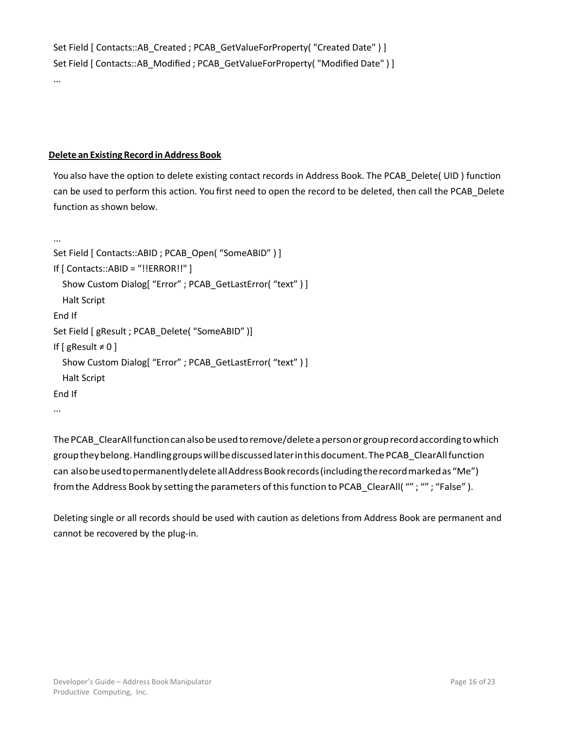```
Set Field [ Contacts::AB_Created ; PCAB_GetValueForProperty( "Created Date" ) ]
Set Field [ Contacts::AB_Modified ; PCAB_GetValueForProperty( "Modified Date" ) ]
...
```

**Delete an Existing Record in Address Book**

You also have the option to delete existing contact records in Address Book. The PCAB_Delete( UID ) function can be used to perform this action. You first need to open the record to be deleted, then call the PCAB_Delete function as shown below.

```
...
Set Field [ Contacts::ABID ; PCAB_Open( “SomeABID” ) ]
If [ Contacts::ABID = "!!ERROR!!" ]
   Show Custom Dialog[ “Error” ; PCAB_GetLastError( “text” ) ]
   Halt Script
End If
Set Field [ gResult ; PCAB_Delete( “SomeABID” )]
If [ gResult ≠ 0 ]
   Show Custom Dialog[ “Error” ; PCAB_GetLastError( “text” ) ]
   Halt Script
End If
...
```

The PCAB_ClearAll function can also be used to remove/delete a person or group record according to which group they belong. Handling groups will be discussed later in this document. The PCAB_ClearAll function can also be used to permanently delete all Address Book records (including the record marked as “Me”) from the Address Book by setting the parameters of this function to PCAB_ClearAll( “” ; “” ; “False” ).

Deleting single or all records should be used with caution as deletions from Address Book are permanent and cannot be recovered by the plug-in.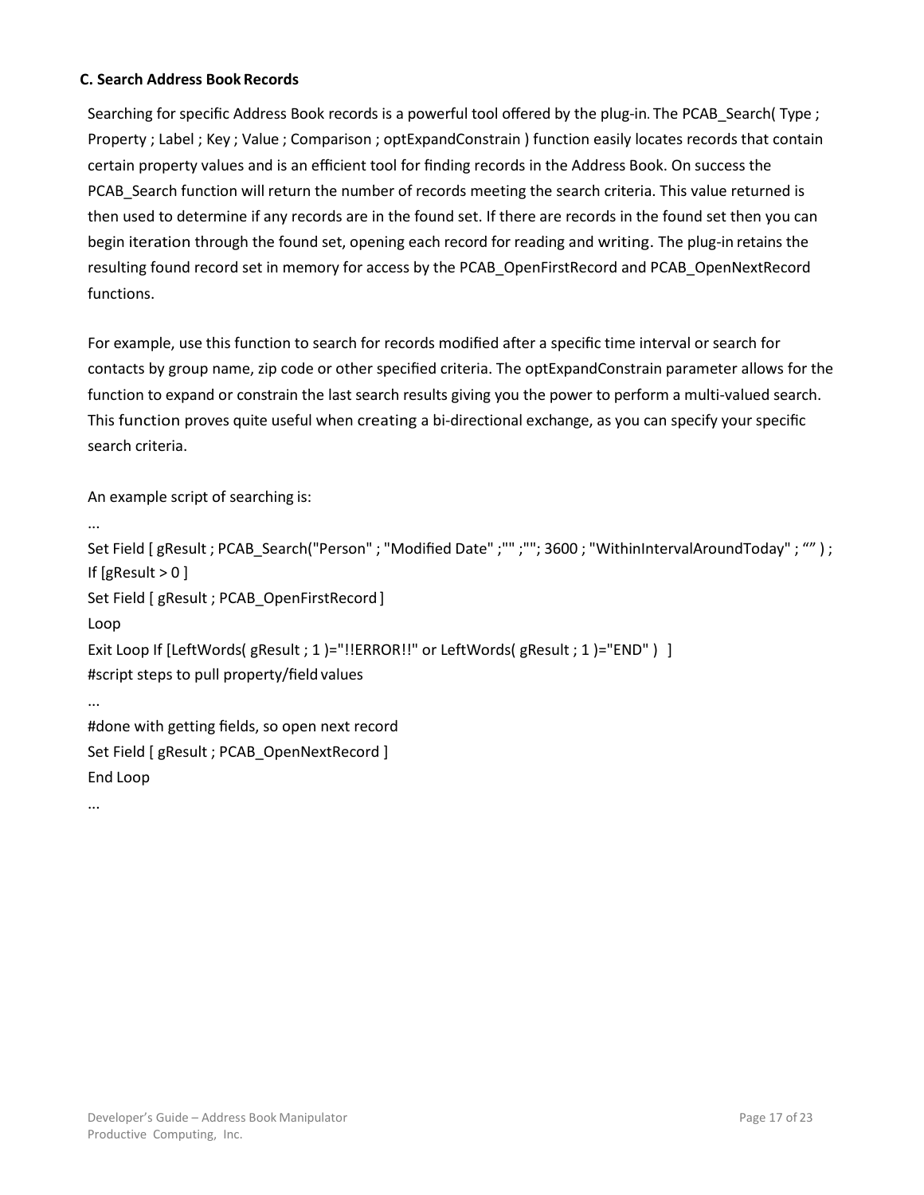### C. Search Address Book Records

Searching for specific Address Book records is a powerful tool offered by the plug-in. The PCAB_Search( Type ; Property ; Label ; Key ; Value ; Comparison ; optExpandConstrain ) function easily locates records that contain certain property values and is an efficient tool for finding records in the Address Book. On success the PCAB_Search function will return the number of records meeting the search criteria. This value returned is then used to determine if any records are in the found set. If there are records in the found set then you can begin iteration through the found set, opening each record for reading and writing. The plug-in retains the resulting found record set in memory for access by the PCAB_OpenFirstRecord and PCAB_OpenNextRecord functions.

For example, use this function to search for records modified after a specific time interval or search for contacts by group name, zip code or other specified criteria. The optExpandConstrain parameter allows for the function to expand or constrain the last search results giving you the power to perform a multi-valued search. This function proves quite useful when creating a bi-directional exchange, as you can specify your specific search criteria.

An example script of searching is:

```
...
Set Field [ gResult ; PCAB_Search("Person" ; "Modified Date" ;"" ;""; 3600 ; "WithinIntervalAroundToday" ; “” ) ;
If [gResult > 0 ]
Set Field [ gResult ; PCAB_OpenFirstRecord ]
Loop
Exit Loop If [LeftWords( gResult ; 1 )="!!ERROR!!" or LeftWords( gResult ; 1 )="END" )  ]
#script steps to pull property/field values
...
#done with getting fields, so open next record
Set Field [ gResult ; PCAB_OpenNextRecord ]
End Loop
...
```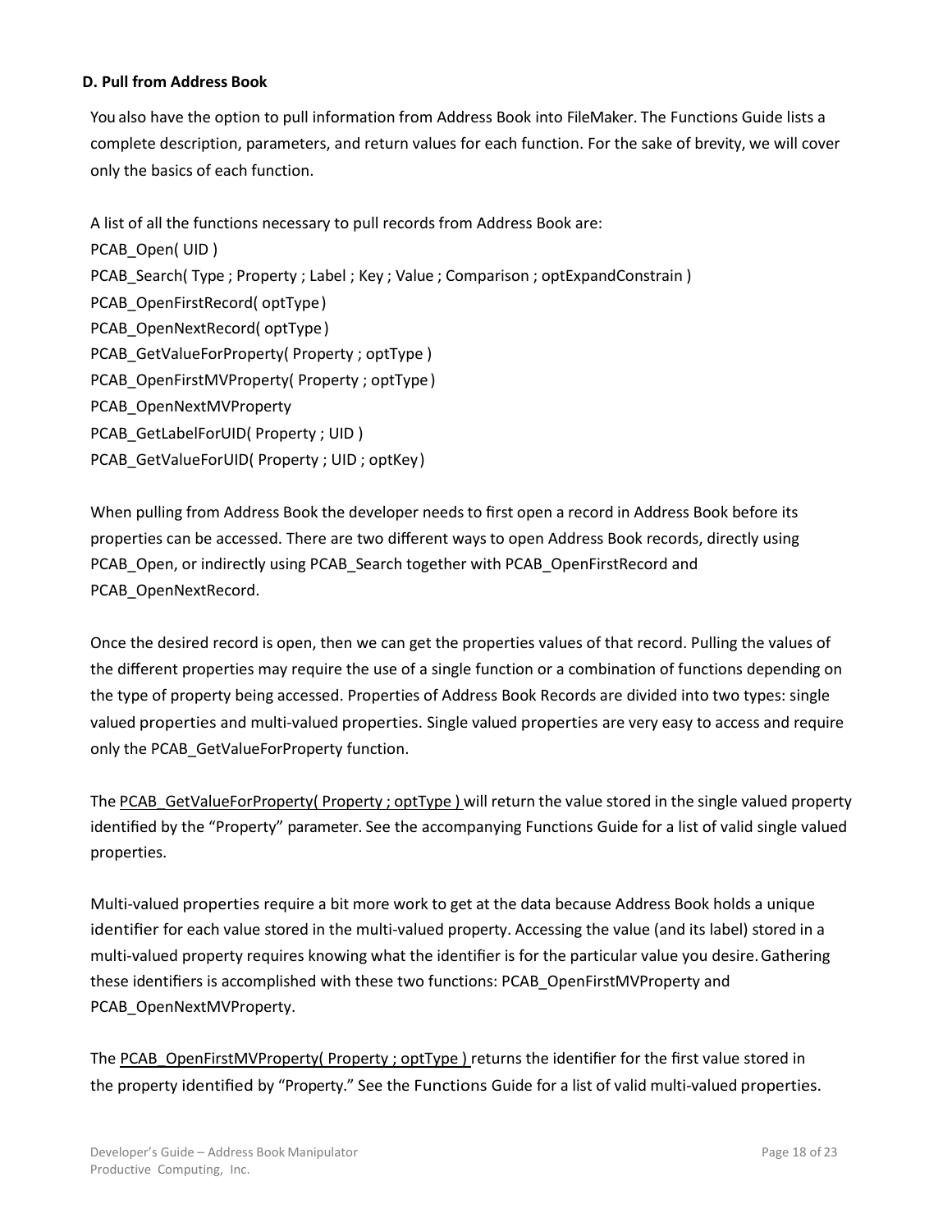#### D. Pull from Address Book

You also have the option to pull information from Address Book into FileMaker. The Functions Guide lists a complete description, parameters, and return values for each function. For the sake of brevity, we will cover only the basics of each function.

A list of all the functions necessary to pull records from Address Book are:
PCAB_Open( UID )
PCAB_Search( Type ; Property ; Label ; Key ; Value ; Comparison ; optExpandConstrain )
PCAB_OpenFirstRecord( optType )
PCAB_OpenNextRecord( optType )
PCAB_GetValueForProperty( Property ; optType )
PCAB_OpenFirstMVProperty( Property ; optType )
PCAB_OpenNextMVProperty
PCAB_GetLabelForUID( Property ; UID )
PCAB_GetValueForUID( Property ; UID ; optKey )

When pulling from Address Book the developer needs to first open a record in Address Book before its properties can be accessed. There are two different ways to open Address Book records, directly using PCAB_Open, or indirectly using PCAB_Search together with PCAB_OpenFirstRecord and PCAB_OpenNextRecord.

Once the desired record is open, then we can get the properties values of that record. Pulling the values of the different properties may require the use of a single function or a combination of functions depending on the type of property being accessed. Properties of Address Book Records are divided into two types: single valued properties and multi-valued properties. Single valued properties are very easy to access and require only the PCAB_GetValueForProperty function.

The PCAB_GetValueForProperty( Property ; optType ) will return the value stored in the single valued property identified by the "Property" parameter. See the accompanying Functions Guide for a list of valid single valued properties.

Multi-valued properties require a bit more work to get at the data because Address Book holds a unique identifier for each value stored in the multi-valued property. Accessing the value (and its label) stored in a multi-valued property requires knowing what the identifier is for the particular value you desire. Gathering these identifiers is accomplished with these two functions: PCAB_OpenFirstMVProperty and PCAB_OpenNextMVProperty.

The PCAB_OpenFirstMVProperty( Property ; optType ) returns the identifier for the first value stored in the property identified by "Property." See the Functions Guide for a list of valid multi-valued properties.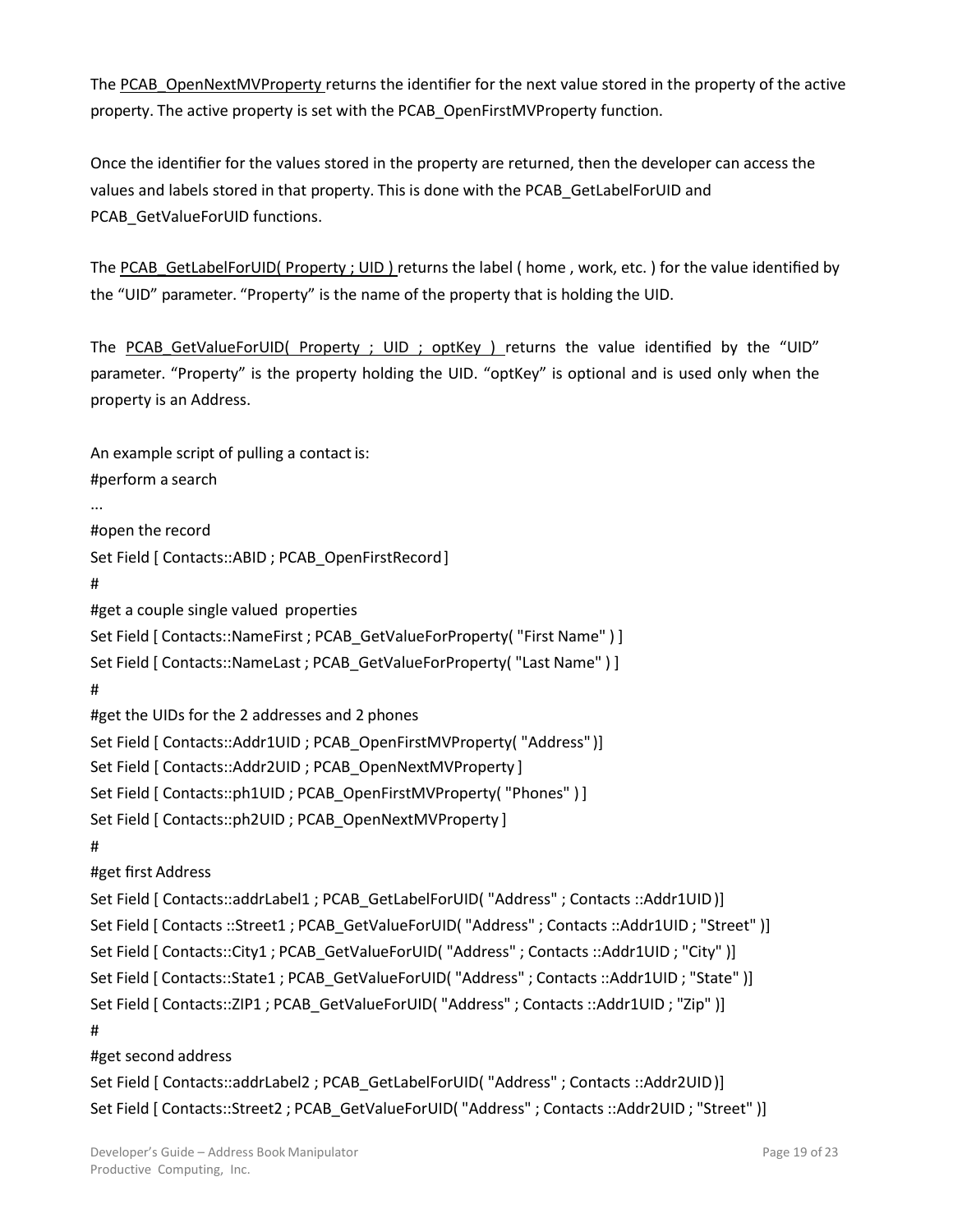The PCAB_OpenNextMVProperty returns the identifier for the next value stored in the property of the active property. The active property is set with the PCAB_OpenFirstMVProperty function.

Once the identifier for the values stored in the property are returned, then the developer can access the values and labels stored in that property. This is done with the PCAB_GetLabelForUID and PCAB_GetValueForUID functions.

The PCAB_GetLabelForUID( Property ; UID ) returns the label ( home , work, etc. ) for the value identified by the "UID" parameter. "Property" is the name of the property that is holding the UID.

The PCAB_GetValueForUID( Property ; UID ; optKey ) returns the value identified by the "UID" parameter. "Property" is the property holding the UID. "optKey" is optional and is used only when the property is an Address.

An example script of pulling a contact is:

```
#perform a search
...
#open the record
Set Field [ Contacts::ABID ; PCAB_OpenFirstRecord ]
#
#get a couple single valued  properties
Set Field [ Contacts::NameFirst ; PCAB_GetValueForProperty( "First Name" ) ]
Set Field [ Contacts::NameLast ; PCAB_GetValueForProperty( "Last Name" ) ]
#
#get the UIDs for the 2 addresses and 2 phones
Set Field [ Contacts::Addr1UID ; PCAB_OpenFirstMVProperty( "Address" )]
Set Field [ Contacts::Addr2UID ; PCAB_OpenNextMVProperty ]
Set Field [ Contacts::ph1UID ; PCAB_OpenFirstMVProperty( "Phones" ) ]
Set Field [ Contacts::ph2UID ; PCAB_OpenNextMVProperty ]
#
#get first Address
Set Field [ Contacts::addrLabel1 ; PCAB_GetLabelForUID( "Address" ; Contacts ::Addr1UID )]
Set Field [ Contacts ::Street1 ; PCAB_GetValueForUID( "Address" ; Contacts ::Addr1UID ; "Street" )]
Set Field [ Contacts::City1 ; PCAB_GetValueForUID( "Address" ; Contacts ::Addr1UID ; "City" )]
Set Field [ Contacts::State1 ; PCAB_GetValueForUID( "Address" ; Contacts ::Addr1UID ; "State" )]
Set Field [ Contacts::ZIP1 ; PCAB_GetValueForUID( "Address" ; Contacts ::Addr1UID ; "Zip" )]
#
#get second address
Set Field [ Contacts::addrLabel2 ; PCAB_GetLabelForUID( "Address" ; Contacts ::Addr2UID )]
Set Field [ Contacts::Street2 ; PCAB_GetValueForUID( "Address" ; Contacts ::Addr2UID ; "Street" )]
```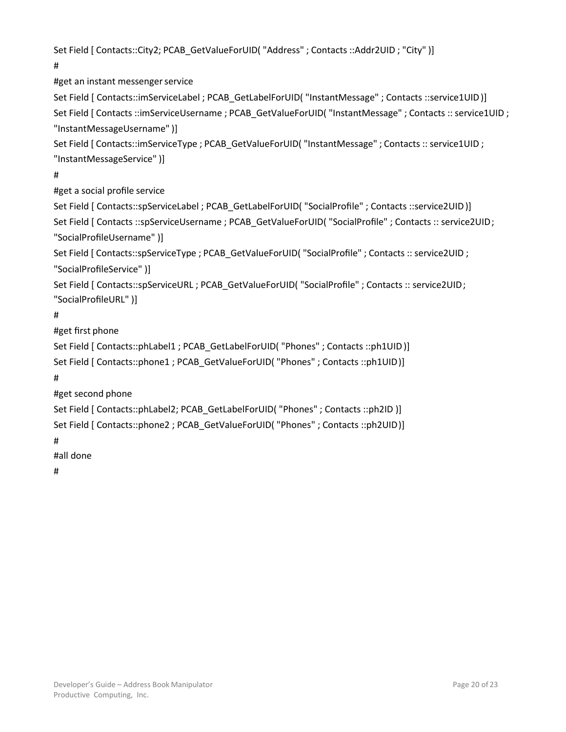```
Set Field [ Contacts::City2; PCAB_GetValueForUID( "Address" ; Contacts ::Addr2UID ; "City" )]
#
#get an instant messenger service
Set Field [ Contacts::imServiceLabel ; PCAB_GetLabelForUID( "InstantMessage" ; Contacts ::service1UID )]
Set Field [ Contacts ::imServiceUsername ; PCAB_GetValueForUID( "InstantMessage" ; Contacts :: service1UID ;
"InstantMessageUsername" )]
Set Field [ Contacts::imServiceType ; PCAB_GetValueForUID( "InstantMessage" ; Contacts :: service1UID ;
"InstantMessageService" )]
#
#get a social profile service
Set Field [ Contacts::spServiceLabel ; PCAB_GetLabelForUID( "SocialProfile" ; Contacts ::service2UID )]
Set Field [ Contacts ::spServiceUsername ; PCAB_GetValueForUID( "SocialProfile" ; Contacts :: service2UID ;
"SocialProfileUsername" )]
Set Field [ Contacts::spServiceType ; PCAB_GetValueForUID( "SocialProfile" ; Contacts :: service2UID ;
"SocialProfileService" )]
Set Field [ Contacts::spServiceURL ; PCAB_GetValueForUID( "SocialProfile" ; Contacts :: service2UID ;
"SocialProfileURL" )]
#
#get first phone
Set Field [ Contacts::phLabel1 ; PCAB_GetLabelForUID( "Phones" ; Contacts ::ph1UID )]
Set Field [ Contacts::phone1 ; PCAB_GetValueForUID( "Phones" ; Contacts ::ph1UID )]
#
#get second phone
Set Field [ Contacts::phLabel2; PCAB_GetLabelForUID( "Phones" ; Contacts ::ph2ID )]
Set Field [ Contacts::phone2 ; PCAB_GetValueForUID( "Phones" ; Contacts ::ph2UID )]
#
#all done
#
```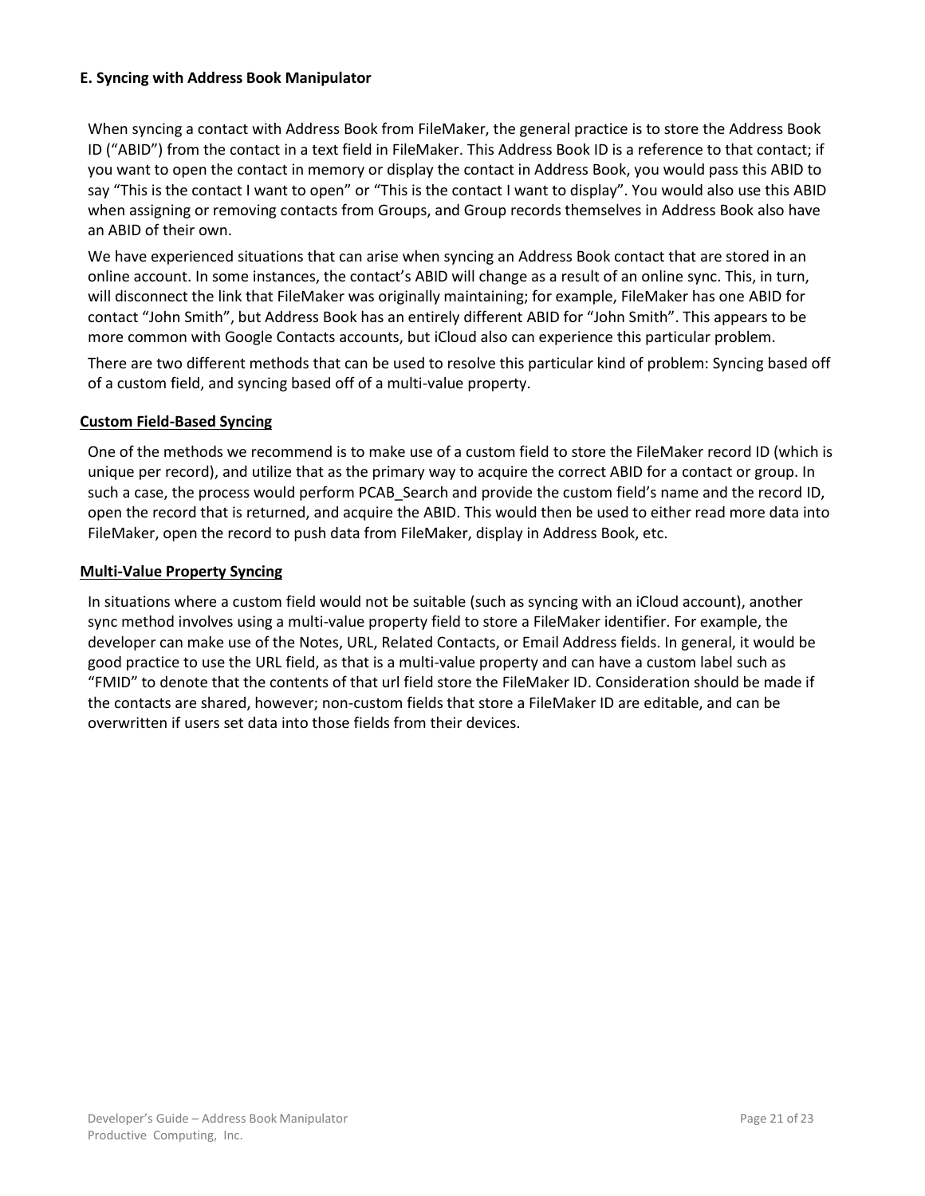### E. Syncing with Address Book Manipulator

When syncing a contact with Address Book from FileMaker, the general practice is to store the Address Book ID ("ABID") from the contact in a text field in FileMaker. This Address Book ID is a reference to that contact; if you want to open the contact in memory or display the contact in Address Book, you would pass this ABID to say "This is the contact I want to open" or "This is the contact I want to display". You would also use this ABID when assigning or removing contacts from Groups, and Group records themselves in Address Book also have an ABID of their own.

We have experienced situations that can arise when syncing an Address Book contact that are stored in an online account. In some instances, the contact's ABID will change as a result of an online sync. This, in turn, will disconnect the link that FileMaker was originally maintaining; for example, FileMaker has one ABID for contact "John Smith", but Address Book has an entirely different ABID for "John Smith". This appears to be more common with Google Contacts accounts, but iCloud also can experience this particular problem.

There are two different methods that can be used to resolve this particular kind of problem: Syncing based off of a custom field, and syncing based off of a multi-value property.

#### Custom Field-Based Syncing

One of the methods we recommend is to make use of a custom field to store the FileMaker record ID (which is unique per record), and utilize that as the primary way to acquire the correct ABID for a contact or group. In such a case, the process would perform PCAB_Search and provide the custom field's name and the record ID, open the record that is returned, and acquire the ABID. This would then be used to either read more data into FileMaker, open the record to push data from FileMaker, display in Address Book, etc.

#### Multi-Value Property Syncing

In situations where a custom field would not be suitable (such as syncing with an iCloud account), another sync method involves using a multi-value property field to store a FileMaker identifier. For example, the developer can make use of the Notes, URL, Related Contacts, or Email Address fields. In general, it would be good practice to use the URL field, as that is a multi-value property and can have a custom label such as "FMID" to denote that the contents of that url field store the FileMaker ID. Consideration should be made if the contacts are shared, however; non-custom fields that store a FileMaker ID are editable, and can be overwritten if users set data into those fields from their devices.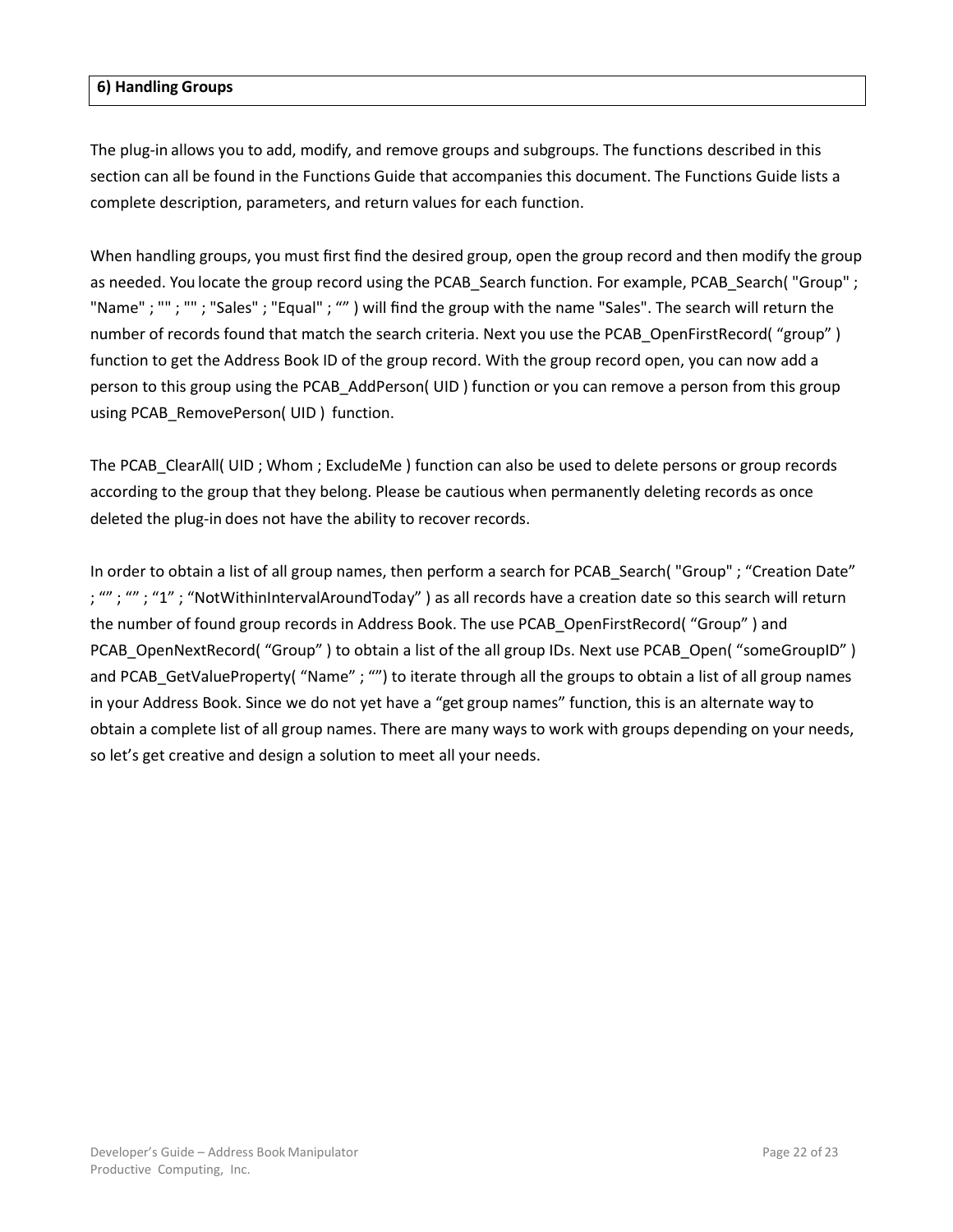## 6) Handling Groups

The plug-in allows you to add, modify, and remove groups and subgroups. The functions described in this section can all be found in the Functions Guide that accompanies this document. The Functions Guide lists a complete description, parameters, and return values for each function.

When handling groups, you must first find the desired group, open the group record and then modify the group as needed. You locate the group record using the PCAB_Search function. For example, PCAB_Search( "Group" ; "Name" ; "" ; "" ; "Sales" ; "Equal" ; “” ) will find the group with the name "Sales". The search will return the number of records found that match the search criteria. Next you use the PCAB_OpenFirstRecord( “group” ) function to get the Address Book ID of the group record. With the group record open, you can now add a person to this group using the PCAB_AddPerson( UID ) function or you can remove a person from this group using PCAB_RemovePerson( UID ) function.

The PCAB_ClearAll( UID ; Whom ; ExcludeMe ) function can also be used to delete persons or group records according to the group that they belong. Please be cautious when permanently deleting records as once deleted the plug-in does not have the ability to recover records.

In order to obtain a list of all group names, then perform a search for PCAB_Search( "Group" ; “Creation Date” ; “” ; “” ; “1” ; “NotWithinIntervalAroundToday” ) as all records have a creation date so this search will return the number of found group records in Address Book. The use PCAB_OpenFirstRecord( “Group” ) and PCAB_OpenNextRecord( “Group” ) to obtain a list of the all group IDs. Next use PCAB_Open( “someGroupID” ) and PCAB_GetValueProperty( “Name” ; “”) to iterate through all the groups to obtain a list of all group names in your Address Book. Since we do not yet have a “get group names” function, this is an alternate way to obtain a complete list of all group names. There are many ways to work with groups depending on your needs, so let’s get creative and design a solution to meet all your needs.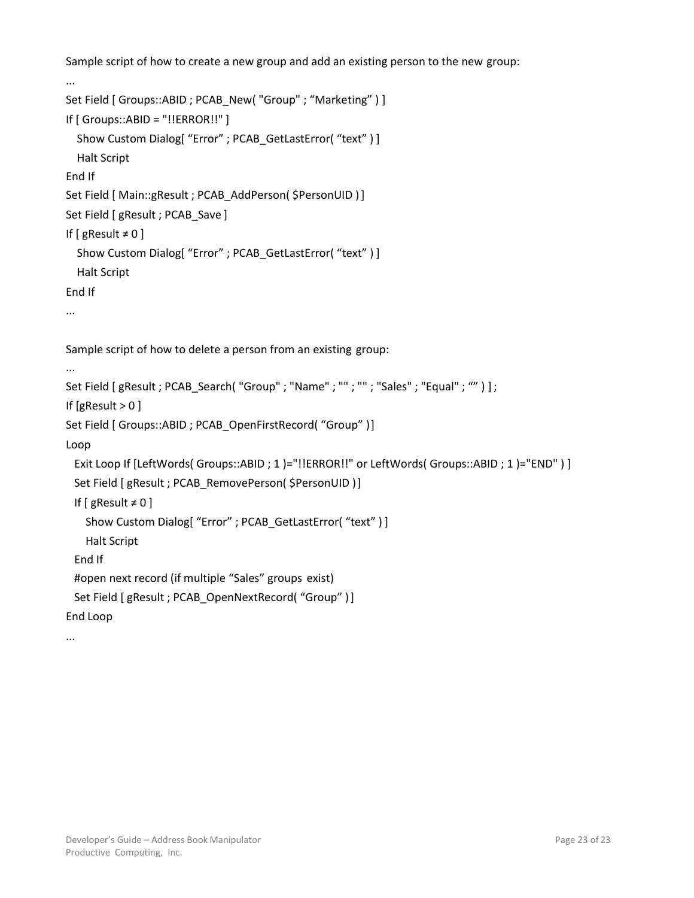Sample script of how to create a new group and add an existing person to the new group:

```
...
Set Field [ Groups::ABID ; PCAB_New( "Group" ; “Marketing” ) ]
If [ Groups::ABID = "!!ERROR!!" ]
   Show Custom Dialog[ “Error” ; PCAB_GetLastError( “text” ) ]
   Halt Script
End If
Set Field [ Main::gResult ; PCAB_AddPerson( $PersonUID ) ]
Set Field [ gResult ; PCAB_Save ]
If [ gResult ≠ 0 ]
   Show Custom Dialog[ “Error” ; PCAB_GetLastError( “text” ) ]
   Halt Script
End If
...
```

Sample script of how to delete a person from an existing group:

```
...
Set Field [ gResult ; PCAB_Search( "Group" ; "Name" ; "" ; "" ; "Sales" ; "Equal" ; “” ) ] ;
If [gResult > 0 ]
Set Field [ Groups::ABID ; PCAB_OpenFirstRecord( “Group” )]
Loop
  Exit Loop If [LeftWords( Groups::ABID ; 1 )="!!ERROR!!" or LeftWords( Groups::ABID ; 1 )="END" ) ]
  Set Field [ gResult ; PCAB_RemovePerson( $PersonUID )]
  If [ gResult ≠ 0 ]
     Show Custom Dialog[ “Error” ; PCAB_GetLastError( “text” ) ]
     Halt Script
  End If
  #open next record (if multiple “Sales” groups exist)
  Set Field [ gResult ; PCAB_OpenNextRecord( “Group” ) ]
End Loop
...
```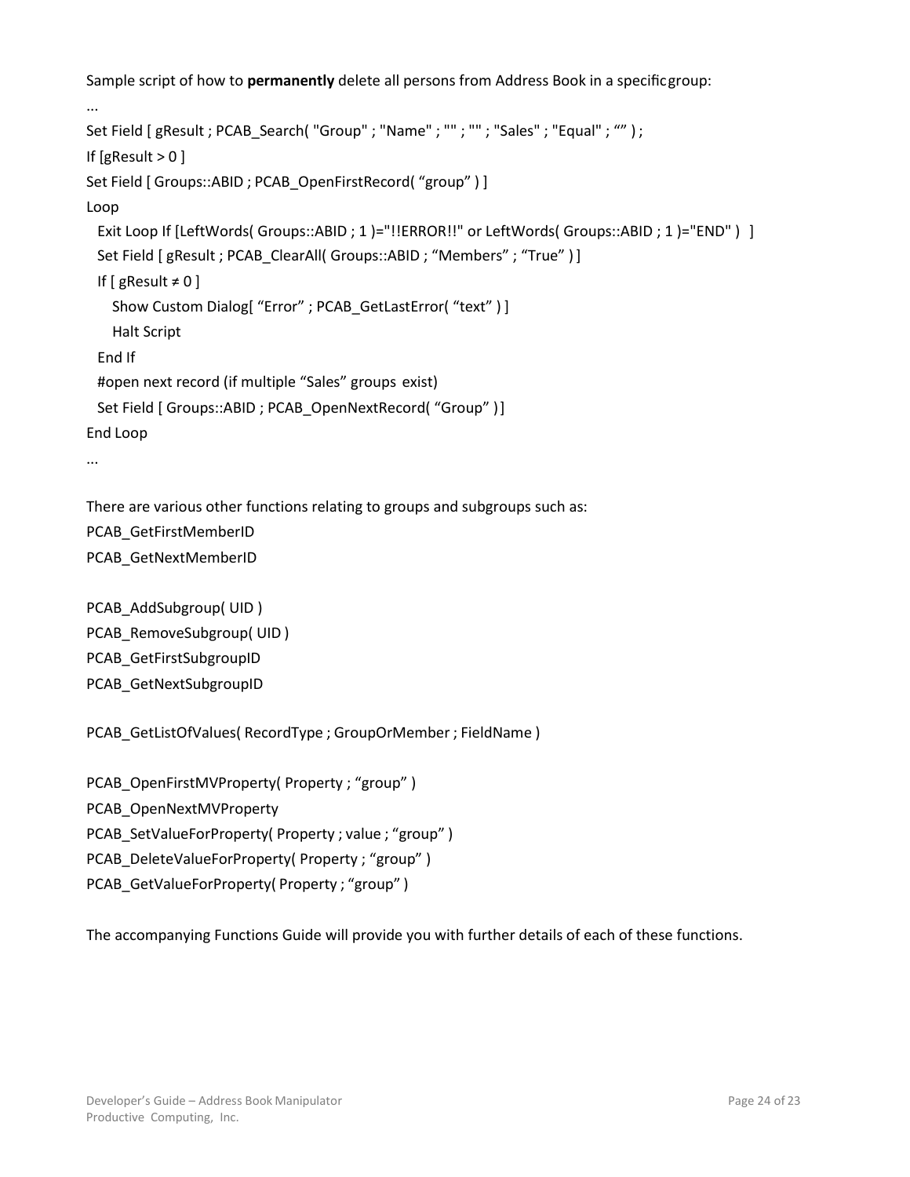Sample script of how to **permanently** delete all persons from Address Book in a specific group:

```
...
Set Field [ gResult ; PCAB_Search( "Group" ; "Name" ; "" ; "" ; "Sales" ; "Equal" ; "" ) ;
If [gResult > 0 ]
Set Field [ Groups::ABID ; PCAB_OpenFirstRecord( “group” ) ]
Loop
  Exit Loop If [LeftWords( Groups::ABID ; 1 )="!!ERROR!!" or LeftWords( Groups::ABID ; 1 )="END" )  ]
  Set Field [ gResult ; PCAB_ClearAll( Groups::ABID ; “Members” ; “True” ) ]
  If [ gResult ≠ 0 ]
    Show Custom Dialog[ “Error” ; PCAB_GetLastError( “text” ) ]
    Halt Script
  End If
  #open next record (if multiple “Sales” groups exist)
  Set Field [ Groups::ABID ; PCAB_OpenNextRecord( “Group” ) ]
End Loop
...
```

There are various other functions relating to groups and subgroups such as:

PCAB_GetFirstMemberID
PCAB_GetNextMemberID

PCAB_AddSubgroup( UID )
PCAB_RemoveSubgroup( UID )
PCAB_GetFirstSubgroupID
PCAB_GetNextSubgroupID

PCAB_GetListOfValues( RecordType ; GroupOrMember ; FieldName )

PCAB_OpenFirstMVProperty( Property ; “group” )
PCAB_OpenNextMVProperty
PCAB_SetValueForProperty( Property ; value ; “group” )
PCAB_DeleteValueForProperty( Property ; “group” )
PCAB_GetValueForProperty( Property ; “group” )

The accompanying Functions Guide will provide you with further details of each of these functions.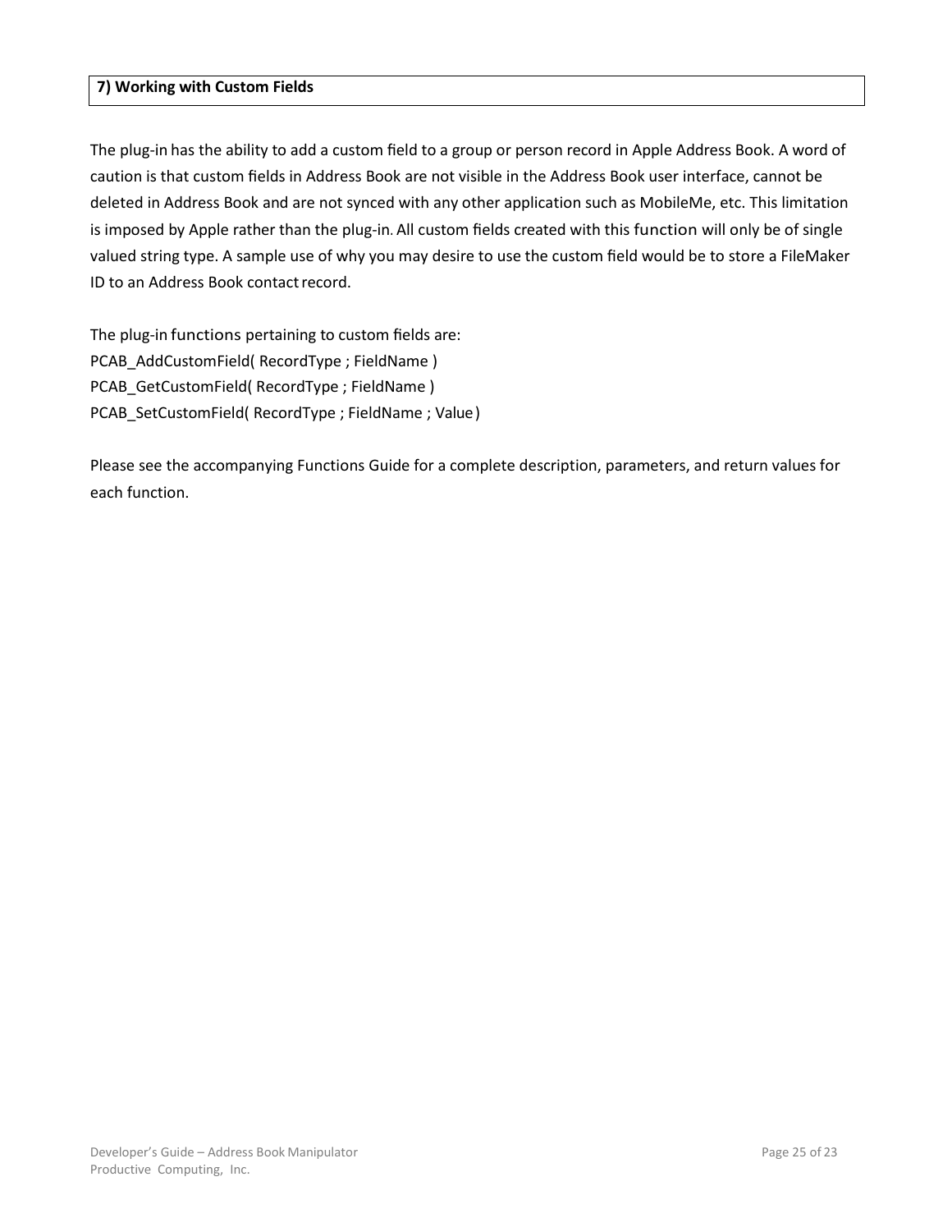## 7) Working with Custom Fields

The plug-in has the ability to add a custom field to a group or person record in Apple Address Book. A word of caution is that custom fields in Address Book are not visible in the Address Book user interface, cannot be deleted in Address Book and are not synced with any other application such as MobileMe, etc. This limitation is imposed by Apple rather than the plug-in. All custom fields created with this function will only be of single valued string type. A sample use of why you may desire to use the custom field would be to store a FileMaker ID to an Address Book contact record.

The plug-in functions pertaining to custom fields are:
PCAB_AddCustomField( RecordType ; FieldName )
PCAB_GetCustomField( RecordType ; FieldName )
PCAB_SetCustomField( RecordType ; FieldName ; Value )

Please see the accompanying Functions Guide for a complete description, parameters, and return values for each function.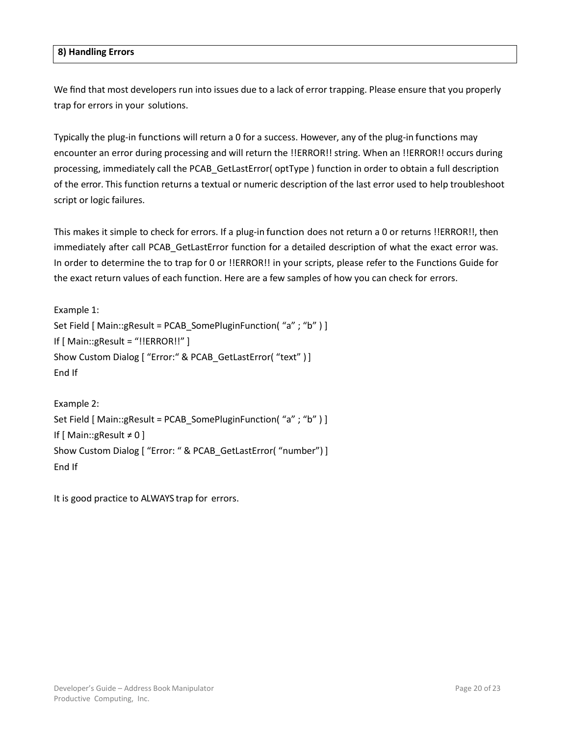## 8) Handling Errors

We find that most developers run into issues due to a lack of error trapping. Please ensure that you properly trap for errors in your solutions.

Typically the plug-in functions will return a 0 for a success. However, any of the plug-in functions may encounter an error during processing and will return the !!ERROR!! string. When an !!ERROR!! occurs during processing, immediately call the PCAB_GetLastError( optType ) function in order to obtain a full description of the error. This function returns a textual or numeric description of the last error used to help troubleshoot script or logic failures.

This makes it simple to check for errors. If a plug-in function does not return a 0 or returns !!ERROR!!, then immediately after call PCAB_GetLastError function for a detailed description of what the exact error was. In order to determine the to trap for 0 or !!ERROR!! in your scripts, please refer to the Functions Guide for the exact return values of each function. Here are a few samples of how you can check for errors.

Example 1:

```
Set Field [ Main::gResult = PCAB_SomePluginFunction( “a” ; “b” ) ]
If [ Main::gResult = “!!ERROR!!” ]
Show Custom Dialog [ “Error:“ & PCAB_GetLastError( “text” ) ]
End If
```

Example 2:

```
Set Field [ Main::gResult = PCAB_SomePluginFunction( “a” ; “b” ) ]
If [ Main::gResult ≠ 0 ]
Show Custom Dialog [ “Error: “ & PCAB_GetLastError( “number”) ]
End If
```

It is good practice to ALWAYS trap for errors.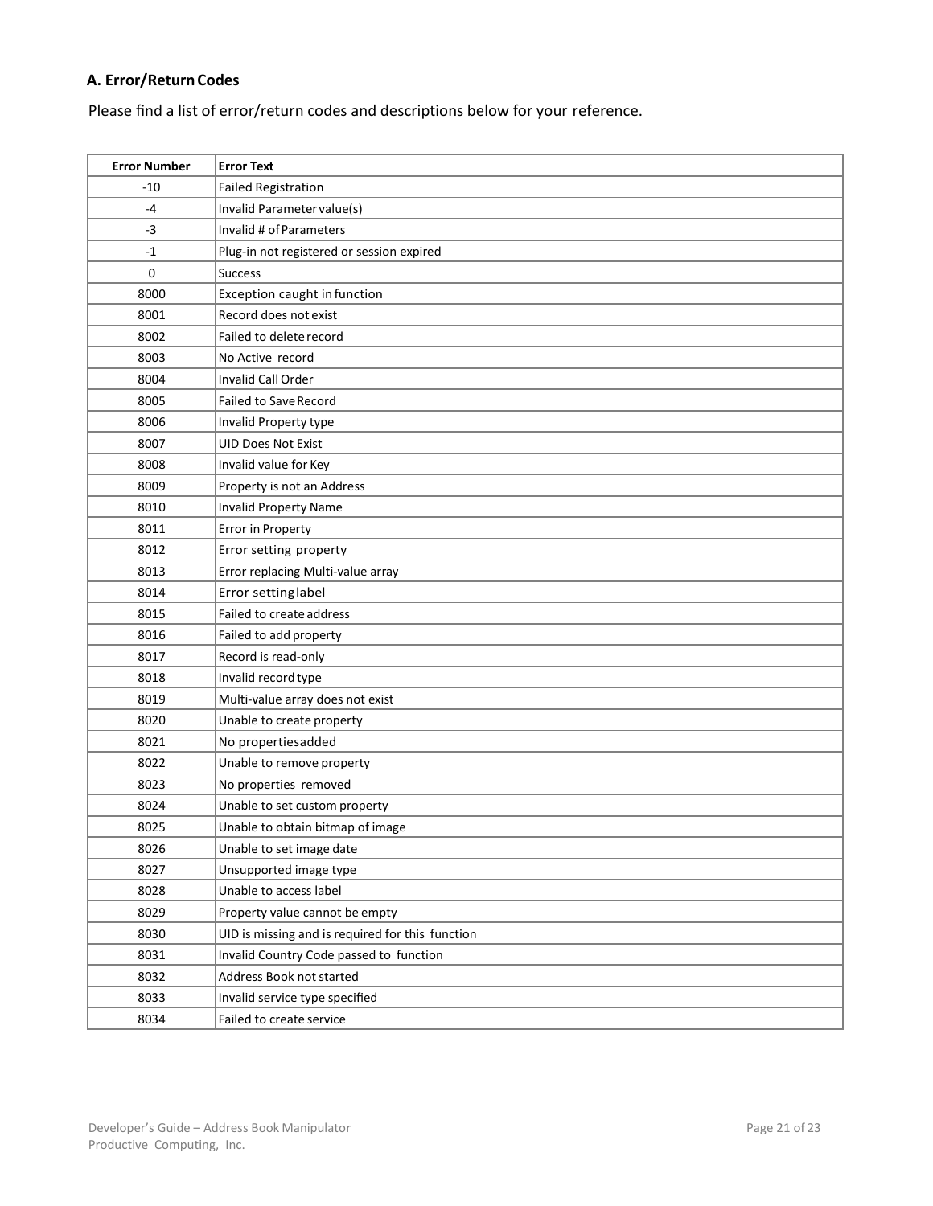## A. Error/Return Codes

Please find a list of error/return codes and descriptions below for your reference.

| Error Number | Error Text |
|---|---|
| -10 | Failed Registration |
| -4 | Invalid Parameter value(s) |
| -3 | Invalid # of Parameters |
| -1 | Plug-in not registered or session expired |
| 0 | Success |
| 8000 | Exception caught in function |
| 8001 | Record does not exist |
| 8002 | Failed to delete record |
| 8003 | No Active record |
| 8004 | Invalid Call Order |
| 8005 | Failed to Save Record |
| 8006 | Invalid Property type |
| 8007 | UID Does Not Exist |
| 8008 | Invalid value for Key |
| 8009 | Property is not an Address |
| 8010 | Invalid Property Name |
| 8011 | Error in Property |
| 8012 | Error setting property |
| 8013 | Error replacing Multi-value array |
| 8014 | Error setting label |
| 8015 | Failed to create address |
| 8016 | Failed to add property |
| 8017 | Record is read-only |
| 8018 | Invalid record type |
| 8019 | Multi-value array does not exist |
| 8020 | Unable to create property |
| 8021 | No properties added |
| 8022 | Unable to remove property |
| 8023 | No properties removed |
| 8024 | Unable to set custom property |
| 8025 | Unable to obtain bitmap of image |
| 8026 | Unable to set image date |
| 8027 | Unsupported image type |
| 8028 | Unable to access label |
| 8029 | Property value cannot be empty |
| 8030 | UID is missing and is required for this function |
| 8031 | Invalid Country Code passed to function |
| 8032 | Address Book not started |
| 8033 | Invalid service type specified |
| 8034 | Failed to create service |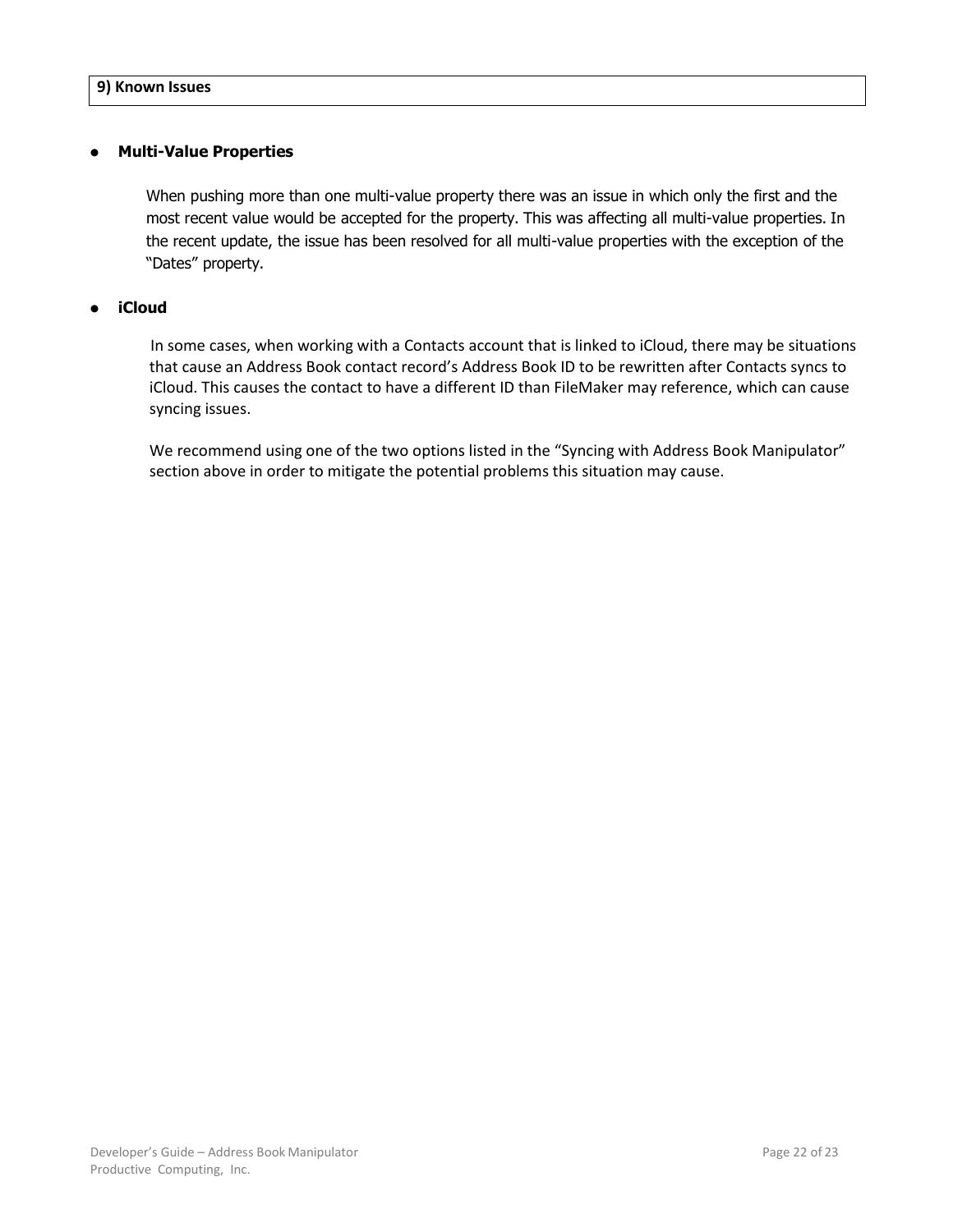## 9) Known Issues

- **Multi-Value Properties**

  When pushing more than one multi-value property there was an issue in which only the first and the most recent value would be accepted for the property. This was affecting all multi-value properties. In the recent update, the issue has been resolved for all multi-value properties with the exception of the "Dates" property.

- **iCloud**

  In some cases, when working with a Contacts account that is linked to iCloud, there may be situations that cause an Address Book contact record's Address Book ID to be rewritten after Contacts syncs to iCloud. This causes the contact to have a different ID than FileMaker may reference, which can cause syncing issues.

  We recommend using one of the two options listed in the "Syncing with Address Book Manipulator" section above in order to mitigate the potential problems this situation may cause.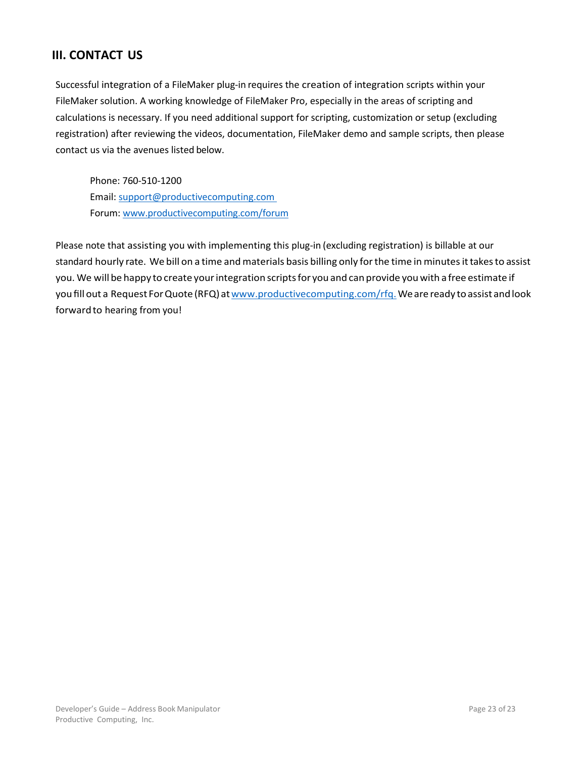## III. CONTACT US

Successful integration of a FileMaker plug-in requires the creation of integration scripts within your FileMaker solution. A working knowledge of FileMaker Pro, especially in the areas of scripting and calculations is necessary. If you need additional support for scripting, customization or setup (excluding registration) after reviewing the videos, documentation, FileMaker demo and sample scripts, then please contact us via the avenues listed below.

Phone: 760-510-1200
Email: support@productivecomputing.com
Forum: www.productivecomputing.com/forum

Please note that assisting you with implementing this plug-in (excluding registration) is billable at our standard hourly rate. We bill on a time and materials basis billing only for the time in minutes it takes to assist you. We will be happy to create your integration scripts for you and can provide you with a free estimate if you fill out a Request For Quote (RFQ) at www.productivecomputing.com/rfq. We are ready to assist and look forward to hearing from you!